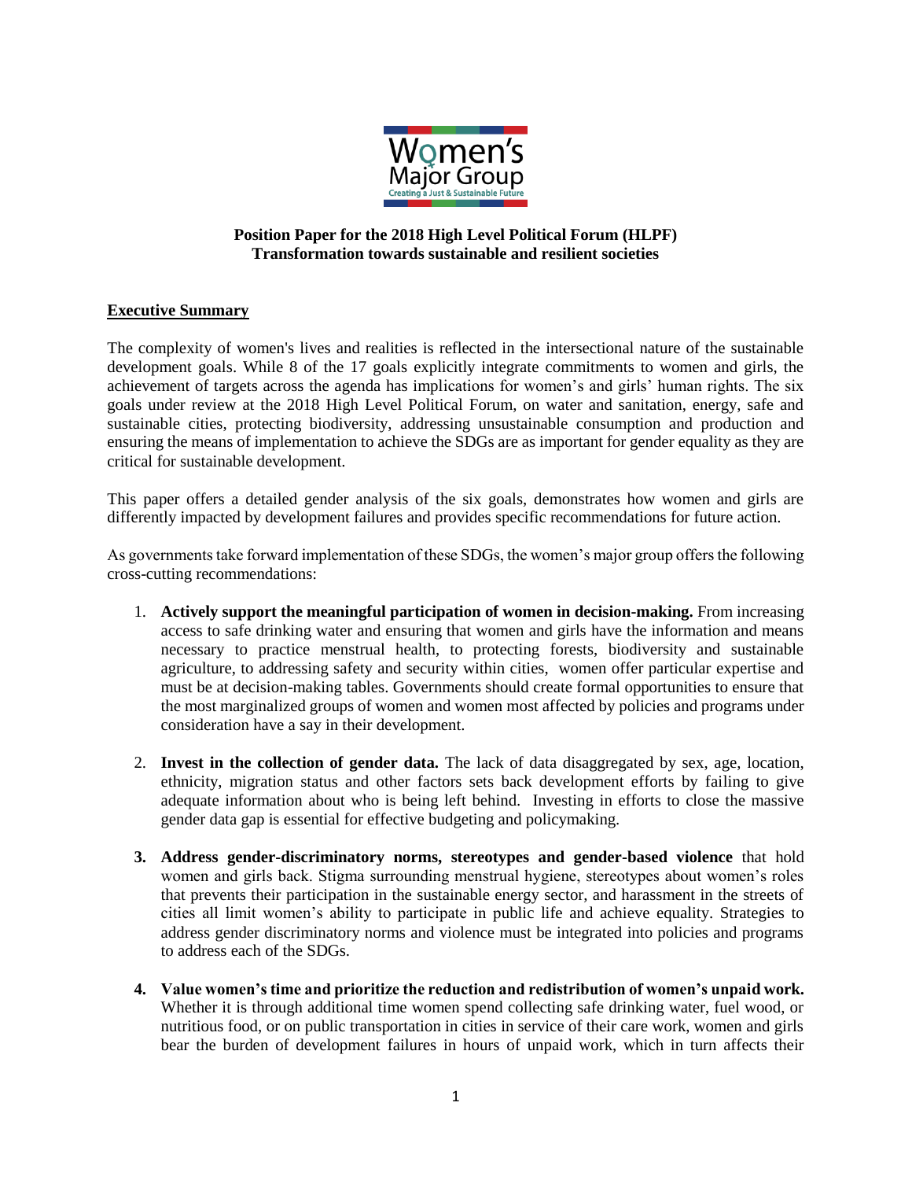Women's Major Group
Creating a Just & Sustainable Future

**Position Paper for the 2018 High Level Political Forum (HLPF)**
**Transformation towards sustainable and resilient societies**

## Executive Summary

The complexity of women's lives and realities is reflected in the intersectional nature of the sustainable development goals. While 8 of the 17 goals explicitly integrate commitments to women and girls, the achievement of targets across the agenda has implications for women's and girls' human rights. The six goals under review at the 2018 High Level Political Forum, on water and sanitation, energy, safe and sustainable cities, protecting biodiversity, addressing unsustainable consumption and production and ensuring the means of implementation to achieve the SDGs are as important for gender equality as they are critical for sustainable development.

This paper offers a detailed gender analysis of the six goals, demonstrates how women and girls are differently impacted by development failures and provides specific recommendations for future action.

As governments take forward implementation of these SDGs, the women's major group offers the following cross-cutting recommendations:

1. **Actively support the meaningful participation of women in decision-making.** From increasing access to safe drinking water and ensuring that women and girls have the information and means necessary to practice menstrual health, to protecting forests, biodiversity and sustainable agriculture, to addressing safety and security within cities, women offer particular expertise and must be at decision-making tables. Governments should create formal opportunities to ensure that the most marginalized groups of women and women most affected by policies and programs under consideration have a say in their development.
2. **Invest in the collection of gender data.** The lack of data disaggregated by sex, age, location, ethnicity, migration status and other factors sets back development efforts by failing to give adequate information about who is being left behind. Investing in efforts to close the massive gender data gap is essential for effective budgeting and policymaking.
3. **Address gender-discriminatory norms, stereotypes and gender-based violence** that hold women and girls back. Stigma surrounding menstrual hygiene, stereotypes about women's roles that prevents their participation in the sustainable energy sector, and harassment in the streets of cities all limit women's ability to participate in public life and achieve equality. Strategies to address gender discriminatory norms and violence must be integrated into policies and programs to address each of the SDGs.
4. **Value women's time and prioritize the reduction and redistribution of women's unpaid work.** Whether it is through additional time women spend collecting safe drinking water, fuel wood, or nutritious food, or on public transportation in cities in service of their care work, women and girls bear the burden of development failures in hours of unpaid work, which in turn affects their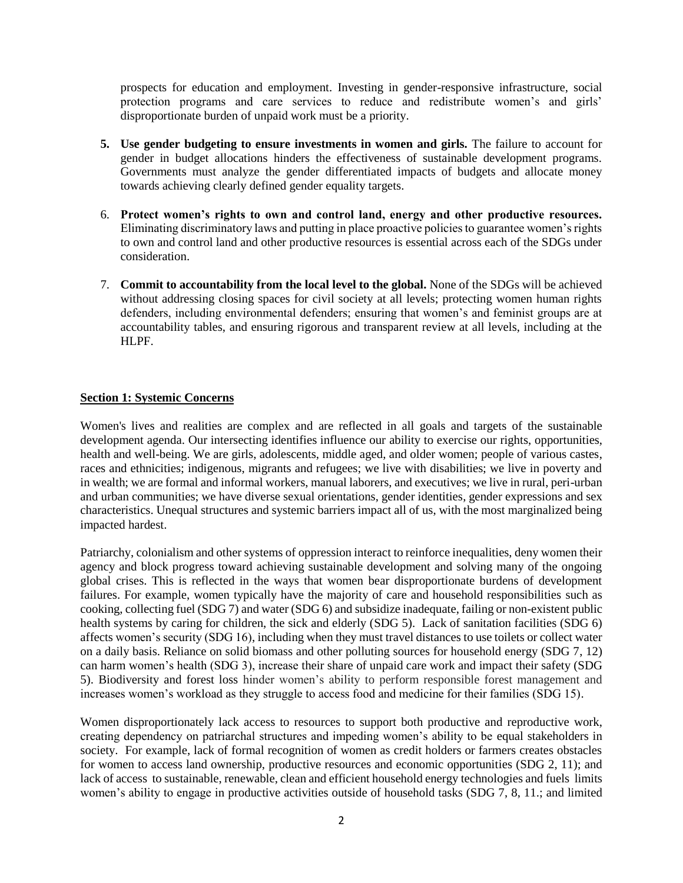prospects for education and employment. Investing in gender-responsive infrastructure, social protection programs and care services to reduce and redistribute women's and girls' disproportionate burden of unpaid work must be a priority.

5. **Use gender budgeting to ensure investments in women and girls.** The failure to account for gender in budget allocations hinders the effectiveness of sustainable development programs. Governments must analyze the gender differentiated impacts of budgets and allocate money towards achieving clearly defined gender equality targets.

6. **Protect women's rights to own and control land, energy and other productive resources.** Eliminating discriminatory laws and putting in place proactive policies to guarantee women's rights to own and control land and other productive resources is essential across each of the SDGs under consideration.

7. **Commit to accountability from the local level to the global.** None of the SDGs will be achieved without addressing closing spaces for civil society at all levels; protecting women human rights defenders, including environmental defenders; ensuring that women's and feminist groups are at accountability tables, and ensuring rigorous and transparent review at all levels, including at the HLPF.

## Section 1: Systemic Concerns

Women's lives and realities are complex and are reflected in all goals and targets of the sustainable development agenda. Our intersecting identifies influence our ability to exercise our rights, opportunities, health and well-being. We are girls, adolescents, middle aged, and older women; people of various castes, races and ethnicities; indigenous, migrants and refugees; we live with disabilities; we live in poverty and in wealth; we are formal and informal workers, manual laborers, and executives; we live in rural, peri-urban and urban communities; we have diverse sexual orientations, gender identities, gender expressions and sex characteristics. Unequal structures and systemic barriers impact all of us, with the most marginalized being impacted hardest.

Patriarchy, colonialism and other systems of oppression interact to reinforce inequalities, deny women their agency and block progress toward achieving sustainable development and solving many of the ongoing global crises. This is reflected in the ways that women bear disproportionate burdens of development failures. For example, women typically have the majority of care and household responsibilities such as cooking, collecting fuel (SDG 7) and water (SDG 6) and subsidize inadequate, failing or non-existent public health systems by caring for children, the sick and elderly (SDG 5). Lack of sanitation facilities (SDG 6) affects women's security (SDG 16), including when they must travel distances to use toilets or collect water on a daily basis. Reliance on solid biomass and other polluting sources for household energy (SDG 7, 12) can harm women's health (SDG 3), increase their share of unpaid care work and impact their safety (SDG 5). Biodiversity and forest loss hinder women's ability to perform responsible forest management and increases women's workload as they struggle to access food and medicine for their families (SDG 15).

Women disproportionately lack access to resources to support both productive and reproductive work, creating dependency on patriarchal structures and impeding women's ability to be equal stakeholders in society. For example, lack of formal recognition of women as credit holders or farmers creates obstacles for women to access land ownership, productive resources and economic opportunities (SDG 2, 11); and lack of access to sustainable, renewable, clean and efficient household energy technologies and fuels limits women's ability to engage in productive activities outside of household tasks (SDG 7, 8, 11.; and limited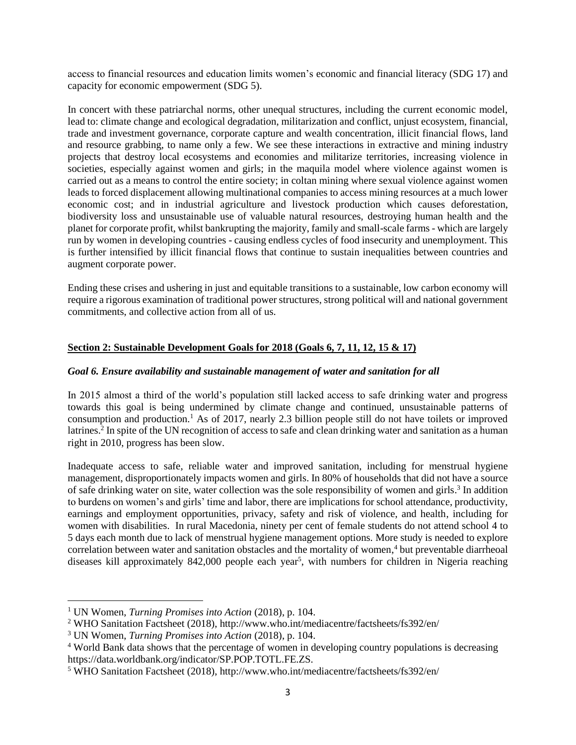access to financial resources and education limits women's economic and financial literacy (SDG 17) and capacity for economic empowerment (SDG 5).

In concert with these patriarchal norms, other unequal structures, including the current economic model, lead to: climate change and ecological degradation, militarization and conflict, unjust ecosystem, financial, trade and investment governance, corporate capture and wealth concentration, illicit financial flows, land and resource grabbing, to name only a few. We see these interactions in extractive and mining industry projects that destroy local ecosystems and economies and militarize territories, increasing violence in societies, especially against women and girls; in the maquila model where violence against women is carried out as a means to control the entire society; in coltan mining where sexual violence against women leads to forced displacement allowing multinational companies to access mining resources at a much lower economic cost; and in industrial agriculture and livestock production which causes deforestation, biodiversity loss and unsustainable use of valuable natural resources, destroying human health and the planet for corporate profit, whilst bankrupting the majority, family and small-scale farms - which are largely run by women in developing countries - causing endless cycles of food insecurity and unemployment. This is further intensified by illicit financial flows that continue to sustain inequalities between countries and augment corporate power.

Ending these crises and ushering in just and equitable transitions to a sustainable, low carbon economy will require a rigorous examination of traditional power structures, strong political will and national government commitments, and collective action from all of us.

## Section 2: Sustainable Development Goals for 2018 (Goals 6, 7, 11, 12, 15 & 17)

### *Goal 6. Ensure availability and sustainable management of water and sanitation for all*

In 2015 almost a third of the world's population still lacked access to safe drinking water and progress towards this goal is being undermined by climate change and continued, unsustainable patterns of consumption and production.[1] As of 2017, nearly 2.3 billion people still do not have toilets or improved latrines.[2] In spite of the UN recognition of access to safe and clean drinking water and sanitation as a human right in 2010, progress has been slow.

Inadequate access to safe, reliable water and improved sanitation, including for menstrual hygiene management, disproportionately impacts women and girls. In 80% of households that did not have a source of safe drinking water on site, water collection was the sole responsibility of women and girls.[3] In addition to burdens on women's and girls' time and labor, there are implications for school attendance, productivity, earnings and employment opportunities, privacy, safety and risk of violence, and health, including for women with disabilities. In rural Macedonia, ninety per cent of female students do not attend school 4 to 5 days each month due to lack of menstrual hygiene management options. More study is needed to explore correlation between water and sanitation obstacles and the mortality of women,[4] but preventable diarrheoal diseases kill approximately 842,000 people each year[5], with numbers for children in Nigeria reaching

---

[1] UN Women, *Turning Promises into Action* (2018), p. 104.

[2] WHO Sanitation Factsheet (2018), http://www.who.int/mediacentre/factsheets/fs392/en/

[3] UN Women, *Turning Promises into Action* (2018), p. 104.

[4] World Bank data shows that the percentage of women in developing country populations is decreasing https://data.worldbank.org/indicator/SP.POP.TOTL.FE.ZS.

[5] WHO Sanitation Factsheet (2018), http://www.who.int/mediacentre/factsheets/fs392/en/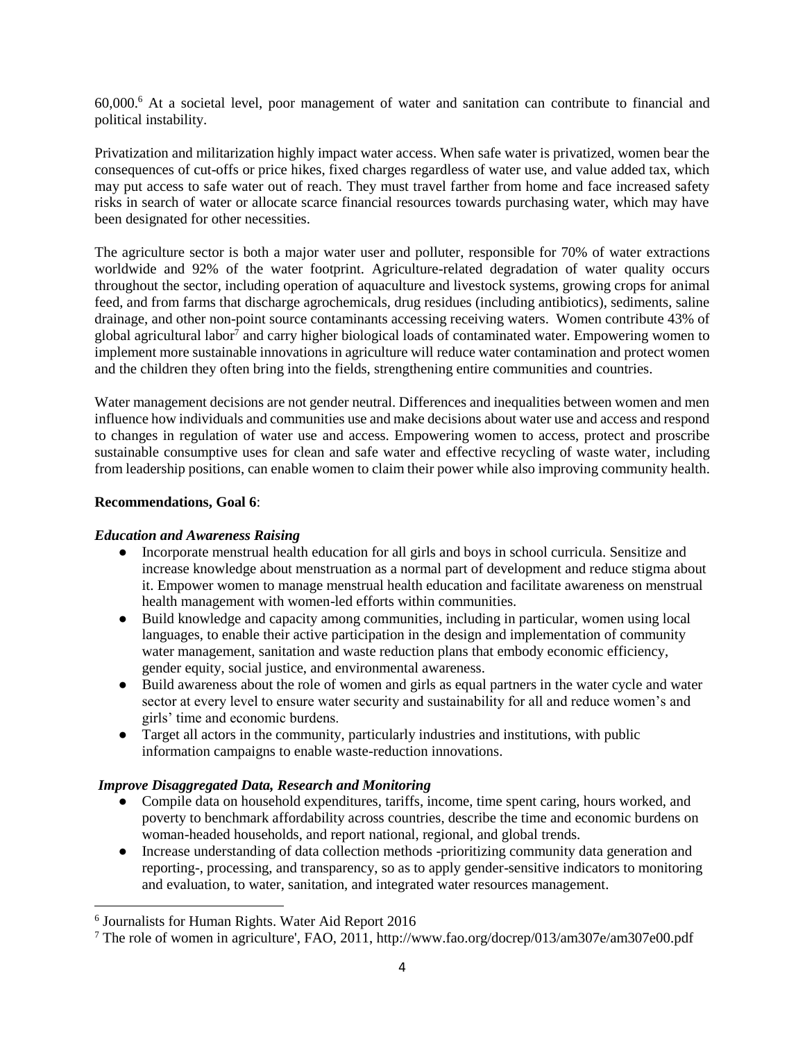60,000.[6] At a societal level, poor management of water and sanitation can contribute to financial and political instability.

Privatization and militarization highly impact water access. When safe water is privatized, women bear the consequences of cut-offs or price hikes, fixed charges regardless of water use, and value added tax, which may put access to safe water out of reach. They must travel farther from home and face increased safety risks in search of water or allocate scarce financial resources towards purchasing water, which may have been designated for other necessities.

The agriculture sector is both a major water user and polluter, responsible for 70% of water extractions worldwide and 92% of the water footprint. Agriculture-related degradation of water quality occurs throughout the sector, including operation of aquaculture and livestock systems, growing crops for animal feed, and from farms that discharge agrochemicals, drug residues (including antibiotics), sediments, saline drainage, and other non-point source contaminants accessing receiving waters. Women contribute 43% of global agricultural labor[7] and carry higher biological loads of contaminated water. Empowering women to implement more sustainable innovations in agriculture will reduce water contamination and protect women and the children they often bring into the fields, strengthening entire communities and countries.

Water management decisions are not gender neutral. Differences and inequalities between women and men influence how individuals and communities use and make decisions about water use and access and respond to changes in regulation of water use and access. Empowering women to access, protect and proscribe sustainable consumptive uses for clean and safe water and effective recycling of waste water, including from leadership positions, can enable women to claim their power while also improving community health.

**Recommendations, Goal 6**:

***Education and Awareness Raising***

- Incorporate menstrual health education for all girls and boys in school curricula. Sensitize and increase knowledge about menstruation as a normal part of development and reduce stigma about it. Empower women to manage menstrual health education and facilitate awareness on menstrual health management with women-led efforts within communities.
- Build knowledge and capacity among communities, including in particular, women using local languages, to enable their active participation in the design and implementation of community water management, sanitation and waste reduction plans that embody economic efficiency, gender equity, social justice, and environmental awareness.
- Build awareness about the role of women and girls as equal partners in the water cycle and water sector at every level to ensure water security and sustainability for all and reduce women's and girls' time and economic burdens.
- Target all actors in the community, particularly industries and institutions, with public information campaigns to enable waste-reduction innovations.

***Improve Disaggregated Data, Research and Monitoring***

- Compile data on household expenditures, tariffs, income, time spent caring, hours worked, and poverty to benchmark affordability across countries, describe the time and economic burdens on woman-headed households, and report national, regional, and global trends.
- Increase understanding of data collection methods -prioritizing community data generation and reporting-, processing, and transparency, so as to apply gender-sensitive indicators to monitoring and evaluation, to water, sanitation, and integrated water resources management.

[6] Journalists for Human Rights. Water Aid Report 2016

[7] The role of women in agriculture', FAO, 2011, http://www.fao.org/docrep/013/am307e/am307e00.pdf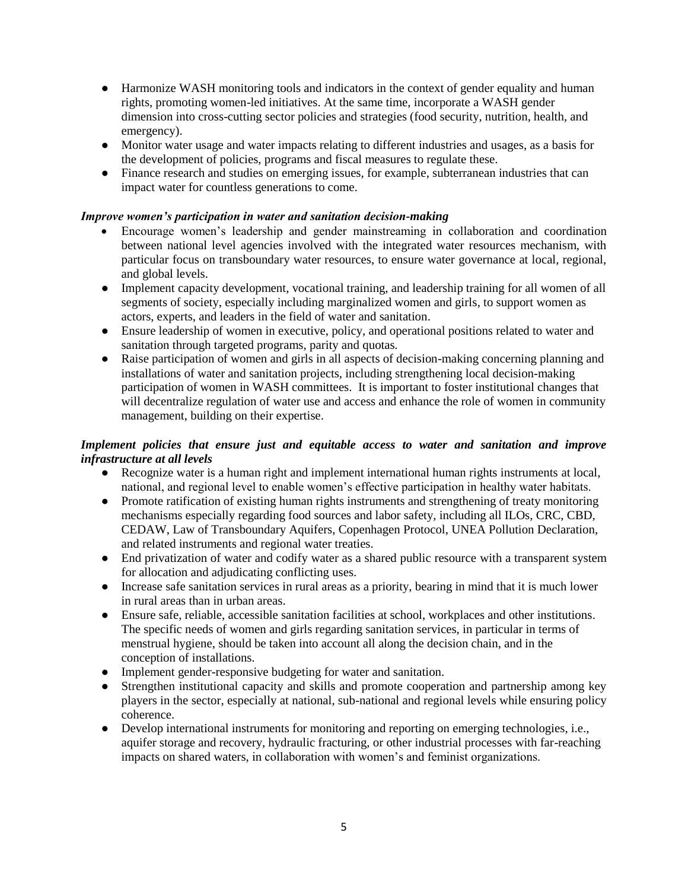- Harmonize WASH monitoring tools and indicators in the context of gender equality and human rights, promoting women-led initiatives. At the same time, incorporate a WASH gender dimension into cross-cutting sector policies and strategies (food security, nutrition, health, and emergency).
- Monitor water usage and water impacts relating to different industries and usages, as a basis for the development of policies, programs and fiscal measures to regulate these.
- Finance research and studies on emerging issues, for example, subterranean industries that can impact water for countless generations to come.

***Improve women's participation in water and sanitation decision-making***

- Encourage women's leadership and gender mainstreaming in collaboration and coordination between national level agencies involved with the integrated water resources mechanism, with particular focus on transboundary water resources, to ensure water governance at local, regional, and global levels.
- Implement capacity development, vocational training, and leadership training for all women of all segments of society, especially including marginalized women and girls, to support women as actors, experts, and leaders in the field of water and sanitation.
- Ensure leadership of women in executive, policy, and operational positions related to water and sanitation through targeted programs, parity and quotas.
- Raise participation of women and girls in all aspects of decision-making concerning planning and installations of water and sanitation projects, including strengthening local decision-making participation of women in WASH committees. It is important to foster institutional changes that will decentralize regulation of water use and access and enhance the role of women in community management, building on their expertise.

***Implement policies that ensure just and equitable access to water and sanitation and improve infrastructure at all levels***

- Recognize water is a human right and implement international human rights instruments at local, national, and regional level to enable women's effective participation in healthy water habitats.
- Promote ratification of existing human rights instruments and strengthening of treaty monitoring mechanisms especially regarding food sources and labor safety, including all ILOs, CRC, CBD, CEDAW, Law of Transboundary Aquifers, Copenhagen Protocol, UNEA Pollution Declaration, and related instruments and regional water treaties.
- End privatization of water and codify water as a shared public resource with a transparent system for allocation and adjudicating conflicting uses.
- Increase safe sanitation services in rural areas as a priority, bearing in mind that it is much lower in rural areas than in urban areas.
- Ensure safe, reliable, accessible sanitation facilities at school, workplaces and other institutions. The specific needs of women and girls regarding sanitation services, in particular in terms of menstrual hygiene, should be taken into account all along the decision chain, and in the conception of installations.
- Implement gender-responsive budgeting for water and sanitation.
- Strengthen institutional capacity and skills and promote cooperation and partnership among key players in the sector, especially at national, sub-national and regional levels while ensuring policy coherence.
- Develop international instruments for monitoring and reporting on emerging technologies, i.e., aquifer storage and recovery, hydraulic fracturing, or other industrial processes with far-reaching impacts on shared waters, in collaboration with women's and feminist organizations.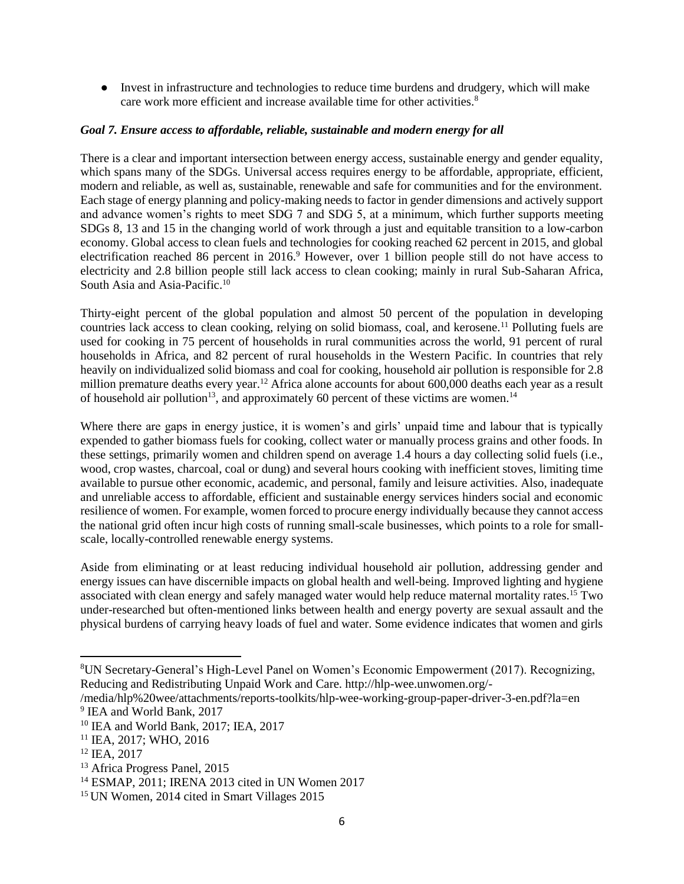- Invest in infrastructure and technologies to reduce time burdens and drudgery, which will make care work more efficient and increase available time for other activities.[8]

***Goal 7. Ensure access to affordable, reliable, sustainable and modern energy for all***

There is a clear and important intersection between energy access, sustainable energy and gender equality, which spans many of the SDGs. Universal access requires energy to be affordable, appropriate, efficient, modern and reliable, as well as, sustainable, renewable and safe for communities and for the environment. Each stage of energy planning and policy-making needs to factor in gender dimensions and actively support and advance women's rights to meet SDG 7 and SDG 5, at a minimum, which further supports meeting SDGs 8, 13 and 15 in the changing world of work through a just and equitable transition to a low-carbon economy. Global access to clean fuels and technologies for cooking reached 62 percent in 2015, and global electrification reached 86 percent in 2016.[9] However, over 1 billion people still do not have access to electricity and 2.8 billion people still lack access to clean cooking; mainly in rural Sub-Saharan Africa, South Asia and Asia-Pacific.[10]

Thirty-eight percent of the global population and almost 50 percent of the population in developing countries lack access to clean cooking, relying on solid biomass, coal, and kerosene.[11] Polluting fuels are used for cooking in 75 percent of households in rural communities across the world, 91 percent of rural households in Africa, and 82 percent of rural households in the Western Pacific. In countries that rely heavily on individualized solid biomass and coal for cooking, household air pollution is responsible for 2.8 million premature deaths every year.[12] Africa alone accounts for about 600,000 deaths each year as a result of household air pollution[13], and approximately 60 percent of these victims are women.[14]

Where there are gaps in energy justice, it is women's and girls' unpaid time and labour that is typically expended to gather biomass fuels for cooking, collect water or manually process grains and other foods. In these settings, primarily women and children spend on average 1.4 hours a day collecting solid fuels (i.e., wood, crop wastes, charcoal, coal or dung) and several hours cooking with inefficient stoves, limiting time available to pursue other economic, academic, and personal, family and leisure activities. Also, inadequate and unreliable access to affordable, efficient and sustainable energy services hinders social and economic resilience of women. For example, women forced to procure energy individually because they cannot access the national grid often incur high costs of running small-scale businesses, which points to a role for small-scale, locally-controlled renewable energy systems.

Aside from eliminating or at least reducing individual household air pollution, addressing gender and energy issues can have discernible impacts on global health and well-being. Improved lighting and hygiene associated with clean energy and safely managed water would help reduce maternal mortality rates.[15] Two under-researched but often-mentioned links between health and energy poverty are sexual assault and the physical burdens of carrying heavy loads of fuel and water. Some evidence indicates that women and girls

---

[8] UN Secretary-General's High-Level Panel on Women's Economic Empowerment (2017). Recognizing, Reducing and Redistributing Unpaid Work and Care. http://hlp-wee.unwomen.org/-/media/hlp%20wee/attachments/reports-toolkits/hlp-wee-working-group-paper-driver-3-en.pdf?la=en

[9] IEA and World Bank, 2017

[10] IEA and World Bank, 2017; IEA, 2017

[11] IEA, 2017; WHO, 2016

[12] IEA, 2017

[13] Africa Progress Panel, 2015

[14] ESMAP, 2011; IRENA 2013 cited in UN Women 2017

[15] UN Women, 2014 cited in Smart Villages 2015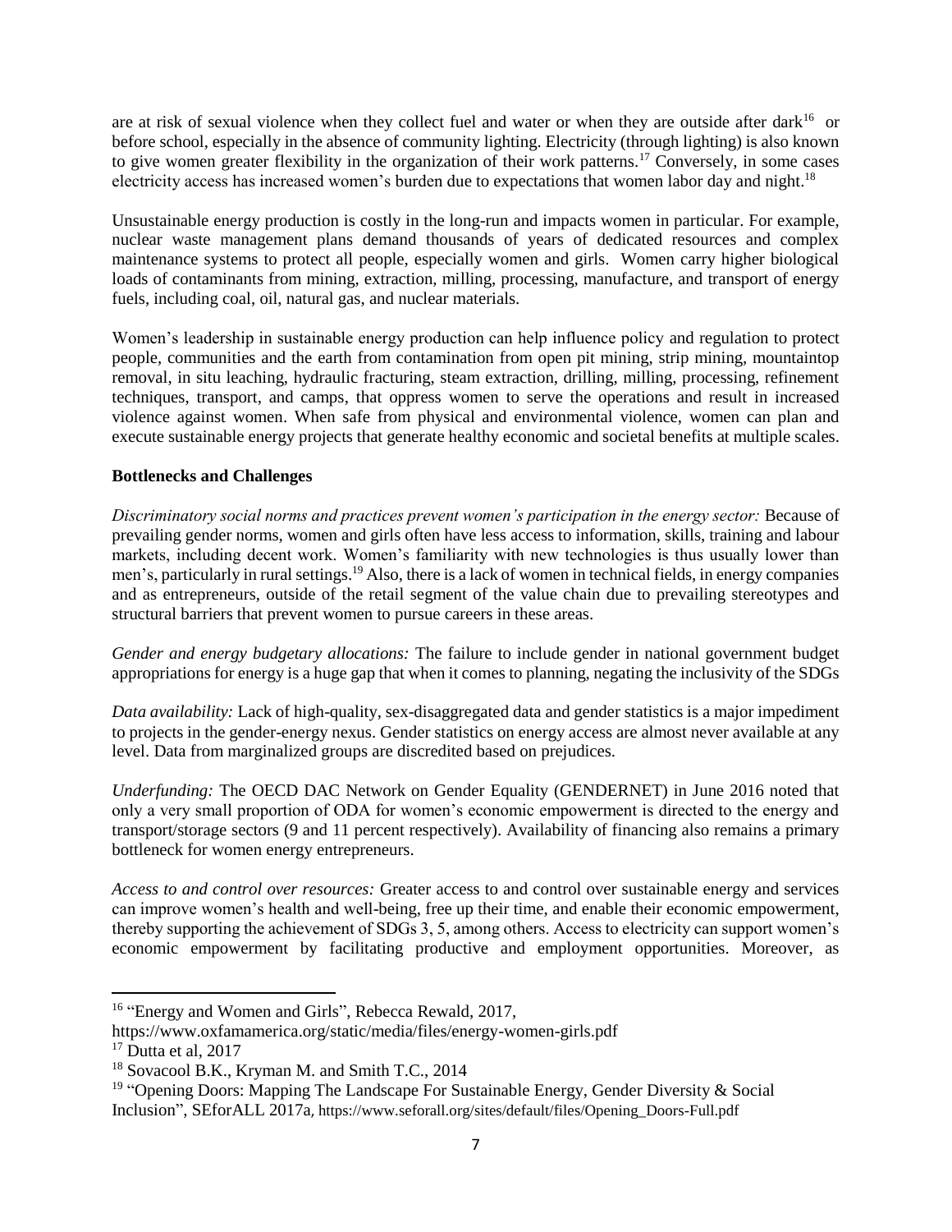are at risk of sexual violence when they collect fuel and water or when they are outside after dark[16] or before school, especially in the absence of community lighting. Electricity (through lighting) is also known to give women greater flexibility in the organization of their work patterns.[17] Conversely, in some cases electricity access has increased women's burden due to expectations that women labor day and night.[18]

Unsustainable energy production is costly in the long-run and impacts women in particular. For example, nuclear waste management plans demand thousands of years of dedicated resources and complex maintenance systems to protect all people, especially women and girls. Women carry higher biological loads of contaminants from mining, extraction, milling, processing, manufacture, and transport of energy fuels, including coal, oil, natural gas, and nuclear materials.

Women's leadership in sustainable energy production can help influence policy and regulation to protect people, communities and the earth from contamination from open pit mining, strip mining, mountaintop removal, in situ leaching, hydraulic fracturing, steam extraction, drilling, milling, processing, refinement techniques, transport, and camps, that oppress women to serve the operations and result in increased violence against women. When safe from physical and environmental violence, women can plan and execute sustainable energy projects that generate healthy economic and societal benefits at multiple scales.

**Bottlenecks and Challenges**

*Discriminatory social norms and practices prevent women's participation in the energy sector:* Because of prevailing gender norms, women and girls often have less access to information, skills, training and labour markets, including decent work. Women's familiarity with new technologies is thus usually lower than men's, particularly in rural settings.[19] Also, there is a lack of women in technical fields, in energy companies and as entrepreneurs, outside of the retail segment of the value chain due to prevailing stereotypes and structural barriers that prevent women to pursue careers in these areas.

*Gender and energy budgetary allocations:* The failure to include gender in national government budget appropriations for energy is a huge gap that when it comes to planning, negating the inclusivity of the SDGs

*Data availability:* Lack of high-quality, sex-disaggregated data and gender statistics is a major impediment to projects in the gender-energy nexus. Gender statistics on energy access are almost never available at any level. Data from marginalized groups are discredited based on prejudices.

*Underfunding:* The OECD DAC Network on Gender Equality (GENDERNET) in June 2016 noted that only a very small proportion of ODA for women's economic empowerment is directed to the energy and transport/storage sectors (9 and 11 percent respectively). Availability of financing also remains a primary bottleneck for women energy entrepreneurs.

*Access to and control over resources:* Greater access to and control over sustainable energy and services can improve women's health and well-being, free up their time, and enable their economic empowerment, thereby supporting the achievement of SDGs 3, 5, among others. Access to electricity can support women's economic empowerment by facilitating productive and employment opportunities. Moreover, as

---

[16] "Energy and Women and Girls", Rebecca Rewald, 2017, https://www.oxfamamerica.org/static/media/files/energy-women-girls.pdf

[17] Dutta et al, 2017

[18] Sovacool B.K., Kryman M. and Smith T.C., 2014

[19] "Opening Doors: Mapping The Landscape For Sustainable Energy, Gender Diversity & Social Inclusion", SEforALL 2017a, https://www.seforall.org/sites/default/files/Opening_Doors-Full.pdf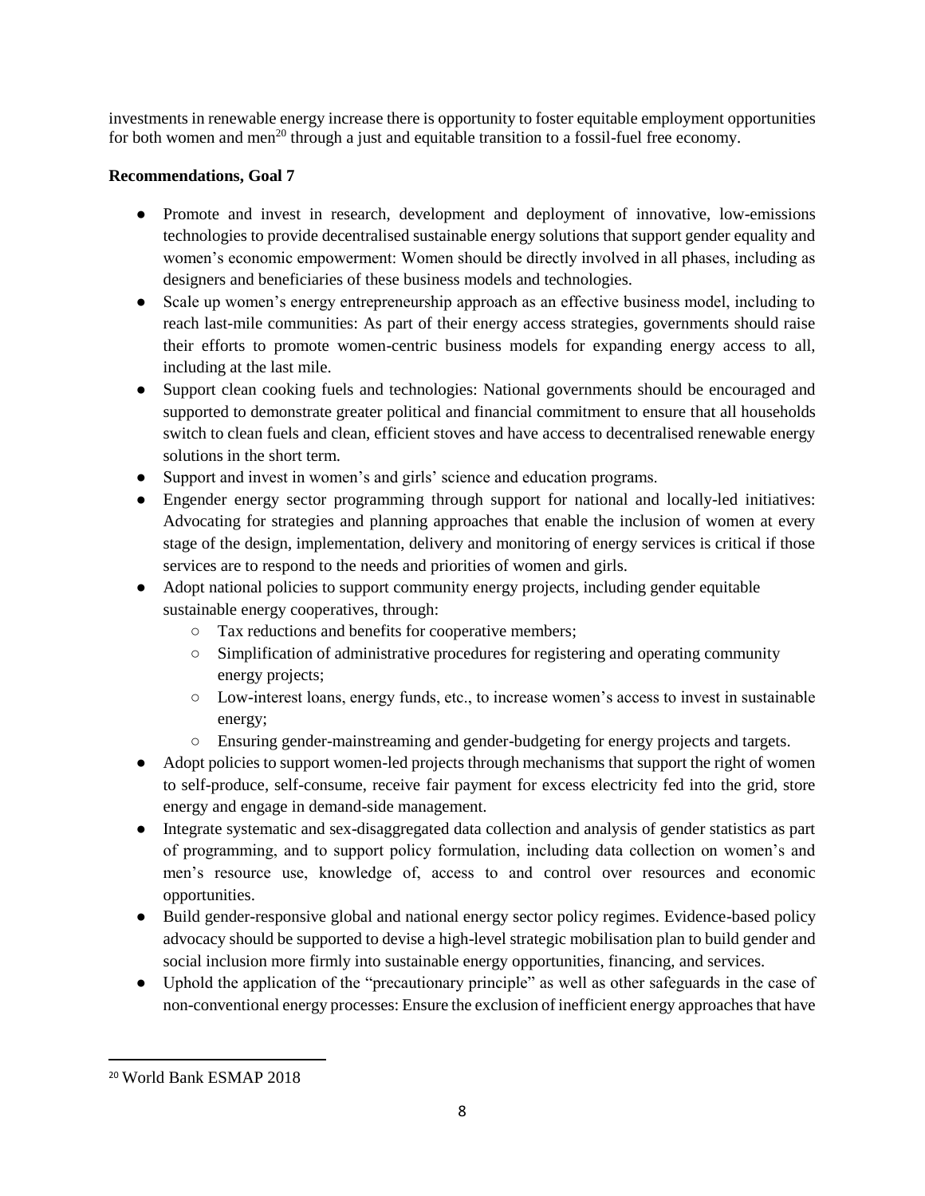investments in renewable energy increase there is opportunity to foster equitable employment opportunities for both women and men[20] through a just and equitable transition to a fossil-fuel free economy.

**Recommendations, Goal 7**

- Promote and invest in research, development and deployment of innovative, low-emissions technologies to provide decentralised sustainable energy solutions that support gender equality and women's economic empowerment: Women should be directly involved in all phases, including as designers and beneficiaries of these business models and technologies.
- Scale up women's energy entrepreneurship approach as an effective business model, including to reach last-mile communities: As part of their energy access strategies, governments should raise their efforts to promote women-centric business models for expanding energy access to all, including at the last mile.
- Support clean cooking fuels and technologies: National governments should be encouraged and supported to demonstrate greater political and financial commitment to ensure that all households switch to clean fuels and clean, efficient stoves and have access to decentralised renewable energy solutions in the short term.
- Support and invest in women's and girls' science and education programs.
- Engender energy sector programming through support for national and locally-led initiatives: Advocating for strategies and planning approaches that enable the inclusion of women at every stage of the design, implementation, delivery and monitoring of energy services is critical if those services are to respond to the needs and priorities of women and girls.
- Adopt national policies to support community energy projects, including gender equitable sustainable energy cooperatives, through:
  - Tax reductions and benefits for cooperative members;
  - Simplification of administrative procedures for registering and operating community energy projects;
  - Low-interest loans, energy funds, etc., to increase women's access to invest in sustainable energy;
  - Ensuring gender-mainstreaming and gender-budgeting for energy projects and targets.
- Adopt policies to support women-led projects through mechanisms that support the right of women to self-produce, self-consume, receive fair payment for excess electricity fed into the grid, store energy and engage in demand-side management.
- Integrate systematic and sex-disaggregated data collection and analysis of gender statistics as part of programming, and to support policy formulation, including data collection on women's and men's resource use, knowledge of, access to and control over resources and economic opportunities.
- Build gender-responsive global and national energy sector policy regimes. Evidence-based policy advocacy should be supported to devise a high-level strategic mobilisation plan to build gender and social inclusion more firmly into sustainable energy opportunities, financing, and services.
- Uphold the application of the "precautionary principle" as well as other safeguards in the case of non-conventional energy processes: Ensure the exclusion of inefficient energy approaches that have

[20] World Bank ESMAP 2018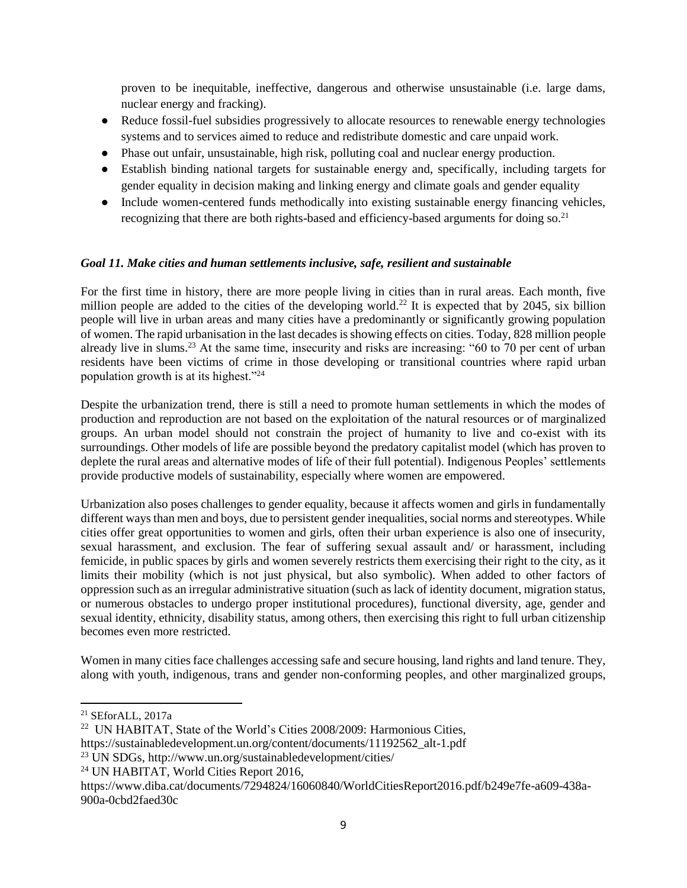proven to be inequitable, ineffective, dangerous and otherwise unsustainable (i.e. large dams, nuclear energy and fracking).

- Reduce fossil-fuel subsidies progressively to allocate resources to renewable energy technologies systems and to services aimed to reduce and redistribute domestic and care unpaid work.
- Phase out unfair, unsustainable, high risk, polluting coal and nuclear energy production.
- Establish binding national targets for sustainable energy and, specifically, including targets for gender equality in decision making and linking energy and climate goals and gender equality
- Include women-centered funds methodically into existing sustainable energy financing vehicles, recognizing that there are both rights-based and efficiency-based arguments for doing so.[21]

### *Goal 11. Make cities and human settlements inclusive, safe, resilient and sustainable*

For the first time in history, there are more people living in cities than in rural areas. Each month, five million people are added to the cities of the developing world.[22] It is expected that by 2045, six billion people will live in urban areas and many cities have a predominantly or significantly growing population of women. The rapid urbanisation in the last decades is showing effects on cities. Today, 828 million people already live in slums.[23] At the same time, insecurity and risks are increasing: "60 to 70 per cent of urban residents have been victims of crime in those developing or transitional countries where rapid urban population growth is at its highest."[24]

Despite the urbanization trend, there is still a need to promote human settlements in which the modes of production and reproduction are not based on the exploitation of the natural resources or of marginalized groups. An urban model should not constrain the project of humanity to live and co-exist with its surroundings. Other models of life are possible beyond the predatory capitalist model (which has proven to deplete the rural areas and alternative modes of life of their full potential). Indigenous Peoples' settlements provide productive models of sustainability, especially where women are empowered.

Urbanization also poses challenges to gender equality, because it affects women and girls in fundamentally different ways than men and boys, due to persistent gender inequalities, social norms and stereotypes. While cities offer great opportunities to women and girls, often their urban experience is also one of insecurity, sexual harassment, and exclusion. The fear of suffering sexual assault and/ or harassment, including femicide, in public spaces by girls and women severely restricts them exercising their right to the city, as it limits their mobility (which is not just physical, but also symbolic). When added to other factors of oppression such as an irregular administrative situation (such as lack of identity document, migration status, or numerous obstacles to undergo proper institutional procedures), functional diversity, age, gender and sexual identity, ethnicity, disability status, among others, then exercising this right to full urban citizenship becomes even more restricted.

Women in many cities face challenges accessing safe and secure housing, land rights and land tenure. They, along with youth, indigenous, trans and gender non-conforming peoples, and other marginalized groups,

---

[21] SEforALL, 2017a

[22] UN HABITAT, State of the World's Cities 2008/2009: Harmonious Cities, https://sustainabledevelopment.un.org/content/documents/11192562_alt-1.pdf

[23] UN SDGs, http://www.un.org/sustainabledevelopment/cities/

[24] UN HABITAT, World Cities Report 2016, https://www.diba.cat/documents/7294824/16060840/WorldCitiesReport2016.pdf/b249e7fe-a609-438a-900a-0cbd2faed30c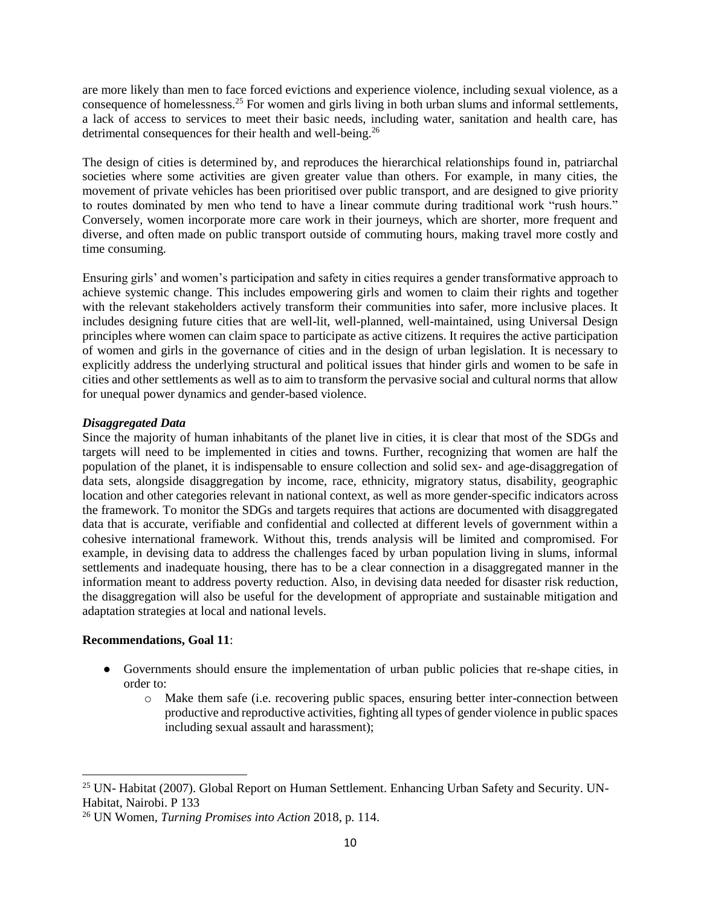are more likely than men to face forced evictions and experience violence, including sexual violence, as a consequence of homelessness.[25] For women and girls living in both urban slums and informal settlements, a lack of access to services to meet their basic needs, including water, sanitation and health care, has detrimental consequences for their health and well-being.[26]

The design of cities is determined by, and reproduces the hierarchical relationships found in, patriarchal societies where some activities are given greater value than others. For example, in many cities, the movement of private vehicles has been prioritised over public transport, and are designed to give priority to routes dominated by men who tend to have a linear commute during traditional work "rush hours." Conversely, women incorporate more care work in their journeys, which are shorter, more frequent and diverse, and often made on public transport outside of commuting hours, making travel more costly and time consuming.

Ensuring girls' and women's participation and safety in cities requires a gender transformative approach to achieve systemic change. This includes empowering girls and women to claim their rights and together with the relevant stakeholders actively transform their communities into safer, more inclusive places. It includes designing future cities that are well-lit, well-planned, well-maintained, using Universal Design principles where women can claim space to participate as active citizens. It requires the active participation of women and girls in the governance of cities and in the design of urban legislation. It is necessary to explicitly address the underlying structural and political issues that hinder girls and women to be safe in cities and other settlements as well as to aim to transform the pervasive social and cultural norms that allow for unequal power dynamics and gender-based violence.

***Disaggregated Data***

Since the majority of human inhabitants of the planet live in cities, it is clear that most of the SDGs and targets will need to be implemented in cities and towns. Further, recognizing that women are half the population of the planet, it is indispensable to ensure collection and solid sex- and age-disaggregation of data sets, alongside disaggregation by income, race, ethnicity, migratory status, disability, geographic location and other categories relevant in national context, as well as more gender-specific indicators across the framework. To monitor the SDGs and targets requires that actions are documented with disaggregated data that is accurate, verifiable and confidential and collected at different levels of government within a cohesive international framework. Without this, trends analysis will be limited and compromised. For example, in devising data to address the challenges faced by urban population living in slums, informal settlements and inadequate housing, there has to be a clear connection in a disaggregated manner in the information meant to address poverty reduction. Also, in devising data needed for disaster risk reduction, the disaggregation will also be useful for the development of appropriate and sustainable mitigation and adaptation strategies at local and national levels.

**Recommendations, Goal 11**:

- Governments should ensure the implementation of urban public policies that re-shape cities, in order to:
  - Make them safe (i.e. recovering public spaces, ensuring better inter-connection between productive and reproductive activities, fighting all types of gender violence in public spaces including sexual assault and harassment);

---

[25] UN- Habitat (2007). Global Report on Human Settlement. Enhancing Urban Safety and Security. UN-Habitat, Nairobi. P 133

[26] UN Women, *Turning Promises into Action* 2018, p. 114.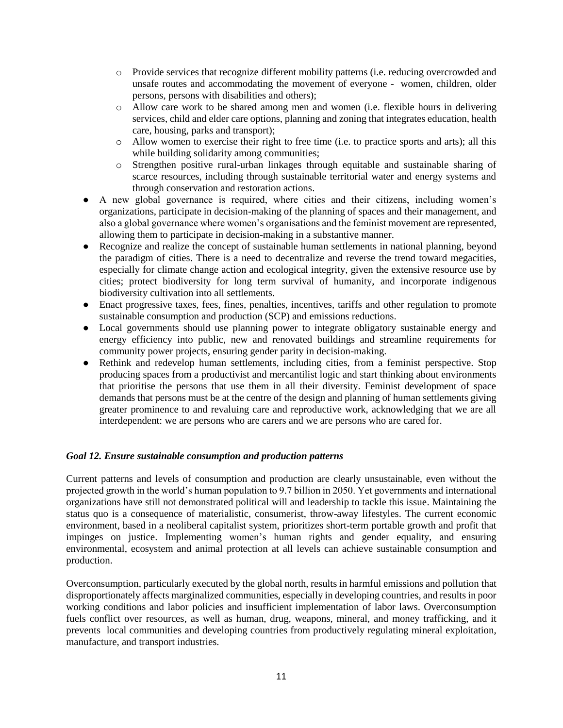- Provide services that recognize different mobility patterns (i.e. reducing overcrowded and unsafe routes and accommodating the movement of everyone - women, children, older persons, persons with disabilities and others);
  - Allow care work to be shared among men and women (i.e. flexible hours in delivering services, child and elder care options, planning and zoning that integrates education, health care, housing, parks and transport);
  - Allow women to exercise their right to free time (i.e. to practice sports and arts); all this while building solidarity among communities;
  - Strengthen positive rural-urban linkages through equitable and sustainable sharing of scarce resources, including through sustainable territorial water and energy systems and through conservation and restoration actions.
- A new global governance is required, where cities and their citizens, including women's organizations, participate in decision-making of the planning of spaces and their management, and also a global governance where women's organisations and the feminist movement are represented, allowing them to participate in decision-making in a substantive manner.
- Recognize and realize the concept of sustainable human settlements in national planning, beyond the paradigm of cities. There is a need to decentralize and reverse the trend toward megacities, especially for climate change action and ecological integrity, given the extensive resource use by cities; protect biodiversity for long term survival of humanity, and incorporate indigenous biodiversity cultivation into all settlements.
- Enact progressive taxes, fees, fines, penalties, incentives, tariffs and other regulation to promote sustainable consumption and production (SCP) and emissions reductions.
- Local governments should use planning power to integrate obligatory sustainable energy and energy efficiency into public, new and renovated buildings and streamline requirements for community power projects, ensuring gender parity in decision-making.
- Rethink and redevelop human settlements, including cities, from a feminist perspective. Stop producing spaces from a productivist and mercantilist logic and start thinking about environments that prioritise the persons that use them in all their diversity. Feminist development of space demands that persons must be at the centre of the design and planning of human settlements giving greater prominence to and revaluing care and reproductive work, acknowledging that we are all interdependent: we are persons who are carers and we are persons who are cared for.

### *Goal 12. Ensure sustainable consumption and production patterns*

Current patterns and levels of consumption and production are clearly unsustainable, even without the projected growth in the world's human population to 9.7 billion in 2050. Yet governments and international organizations have still not demonstrated political will and leadership to tackle this issue. Maintaining the status quo is a consequence of materialistic, consumerist, throw-away lifestyles. The current economic environment, based in a neoliberal capitalist system, prioritizes short-term portable growth and profit that impinges on justice. Implementing women's human rights and gender equality, and ensuring environmental, ecosystem and animal protection at all levels can achieve sustainable consumption and production.

Overconsumption, particularly executed by the global north, results in harmful emissions and pollution that disproportionately affects marginalized communities, especially in developing countries, and results in poor working conditions and labor policies and insufficient implementation of labor laws. Overconsumption fuels conflict over resources, as well as human, drug, weapons, mineral, and money trafficking, and it prevents local communities and developing countries from productively regulating mineral exploitation, manufacture, and transport industries.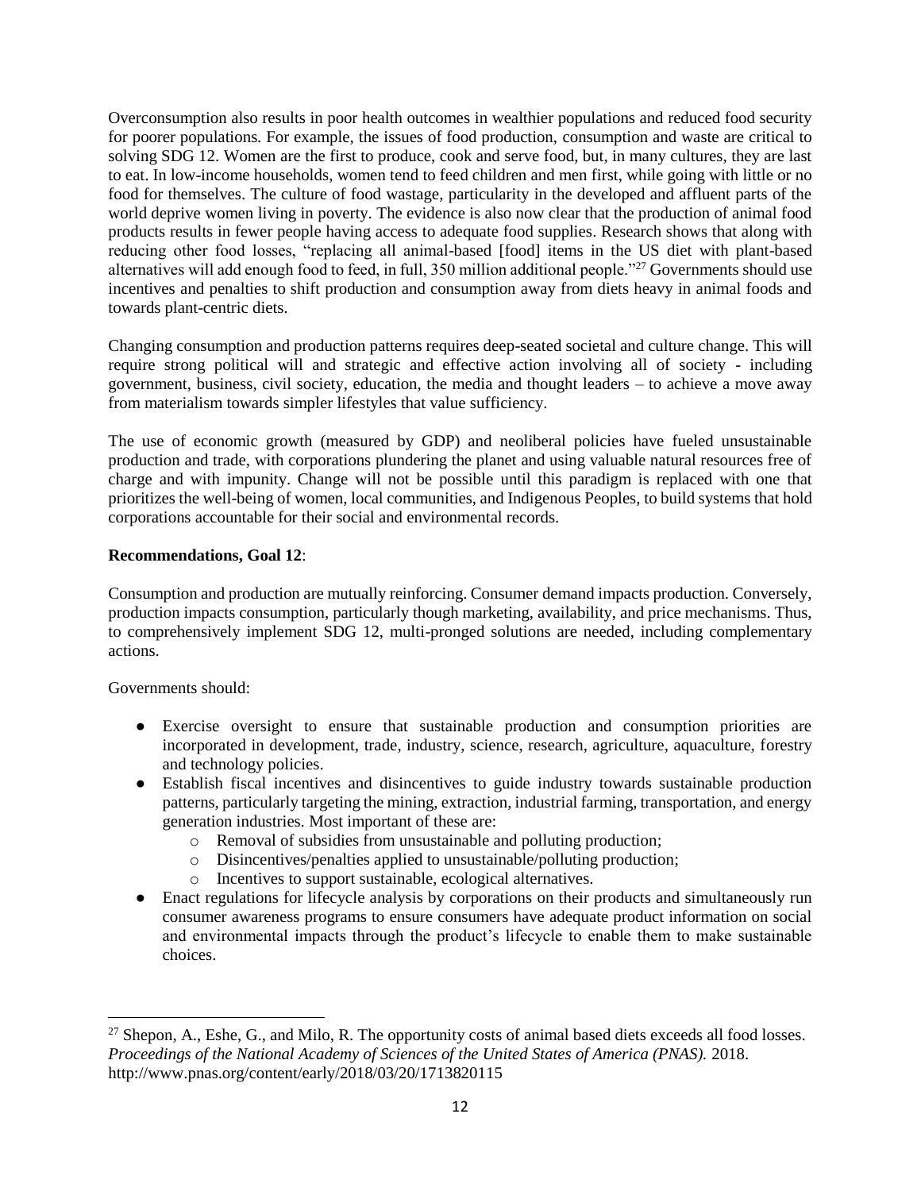Overconsumption also results in poor health outcomes in wealthier populations and reduced food security for poorer populations. For example, the issues of food production, consumption and waste are critical to solving SDG 12. Women are the first to produce, cook and serve food, but, in many cultures, they are last to eat. In low-income households, women tend to feed children and men first, while going with little or no food for themselves. The culture of food wastage, particularity in the developed and affluent parts of the world deprive women living in poverty. The evidence is also now clear that the production of animal food products results in fewer people having access to adequate food supplies. Research shows that along with reducing other food losses, "replacing all animal-based [food] items in the US diet with plant-based alternatives will add enough food to feed, in full, 350 million additional people."[27] Governments should use incentives and penalties to shift production and consumption away from diets heavy in animal foods and towards plant-centric diets.

Changing consumption and production patterns requires deep-seated societal and culture change. This will require strong political will and strategic and effective action involving all of society - including government, business, civil society, education, the media and thought leaders – to achieve a move away from materialism towards simpler lifestyles that value sufficiency.

The use of economic growth (measured by GDP) and neoliberal policies have fueled unsustainable production and trade, with corporations plundering the planet and using valuable natural resources free of charge and with impunity. Change will not be possible until this paradigm is replaced with one that prioritizes the well-being of women, local communities, and Indigenous Peoples, to build systems that hold corporations accountable for their social and environmental records.

**Recommendations, Goal 12**:

Consumption and production are mutually reinforcing. Consumer demand impacts production. Conversely, production impacts consumption, particularly though marketing, availability, and price mechanisms. Thus, to comprehensively implement SDG 12, multi-pronged solutions are needed, including complementary actions.

Governments should:

- Exercise oversight to ensure that sustainable production and consumption priorities are incorporated in development, trade, industry, science, research, agriculture, aquaculture, forestry and technology policies.
- Establish fiscal incentives and disincentives to guide industry towards sustainable production patterns, particularly targeting the mining, extraction, industrial farming, transportation, and energy generation industries. Most important of these are:
    - Removal of subsidies from unsustainable and polluting production;
    - Disincentives/penalties applied to unsustainable/polluting production;
    - Incentives to support sustainable, ecological alternatives.
- Enact regulations for lifecycle analysis by corporations on their products and simultaneously run consumer awareness programs to ensure consumers have adequate product information on social and environmental impacts through the product's lifecycle to enable them to make sustainable choices.

---

[27] Shepon, A., Eshe, G., and Milo, R. The opportunity costs of animal based diets exceeds all food losses. *Proceedings of the National Academy of Sciences of the United States of America (PNAS).* 2018. http://www.pnas.org/content/early/2018/03/20/1713820115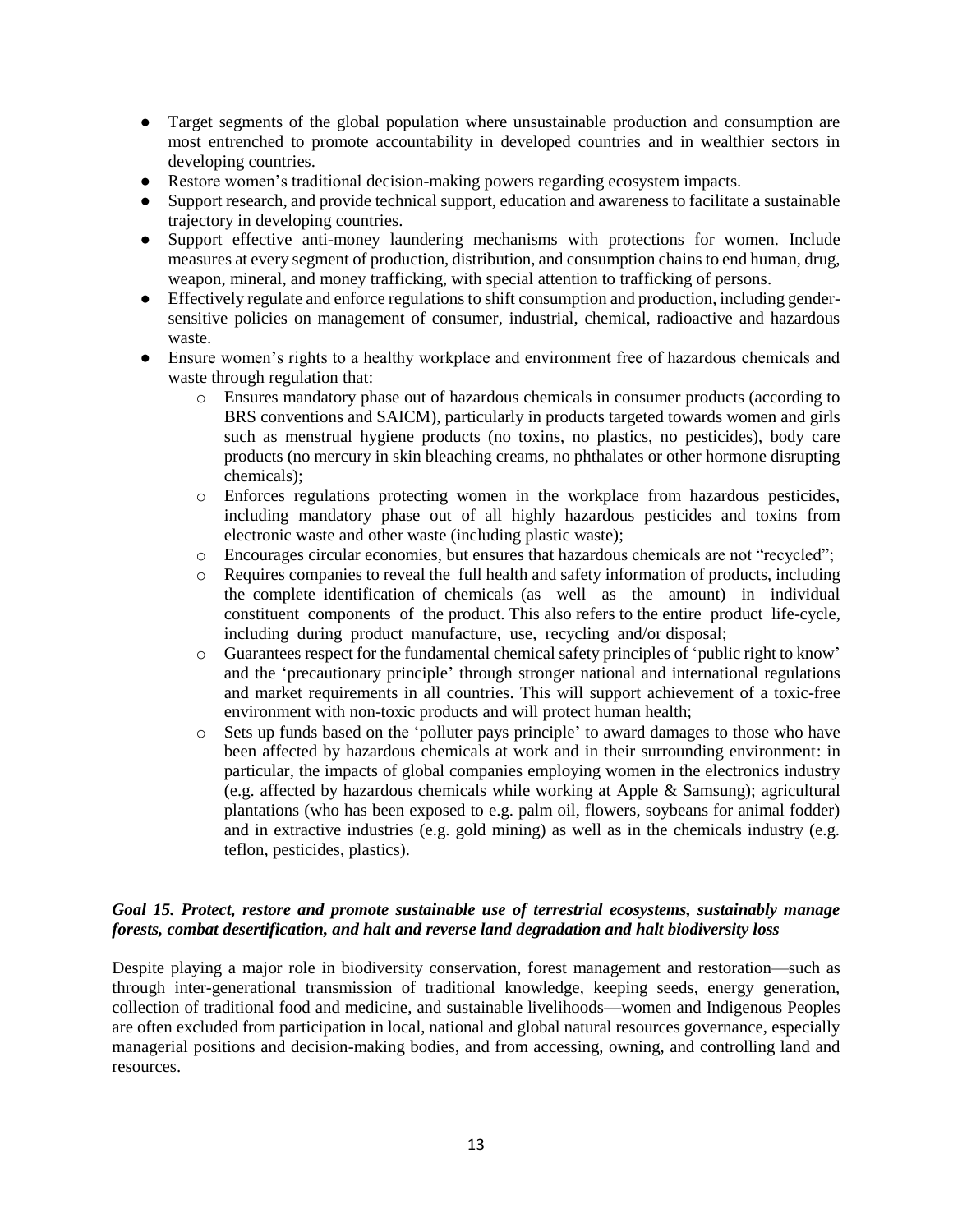- Target segments of the global population where unsustainable production and consumption are most entrenched to promote accountability in developed countries and in wealthier sectors in developing countries.
- Restore women's traditional decision-making powers regarding ecosystem impacts.
- Support research, and provide technical support, education and awareness to facilitate a sustainable trajectory in developing countries.
- Support effective anti-money laundering mechanisms with protections for women. Include measures at every segment of production, distribution, and consumption chains to end human, drug, weapon, mineral, and money trafficking, with special attention to trafficking of persons.
- Effectively regulate and enforce regulations to shift consumption and production, including gender-sensitive policies on management of consumer, industrial, chemical, radioactive and hazardous waste.
- Ensure women's rights to a healthy workplace and environment free of hazardous chemicals and waste through regulation that:
    - Ensures mandatory phase out of hazardous chemicals in consumer products (according to BRS conventions and SAICM), particularly in products targeted towards women and girls such as menstrual hygiene products (no toxins, no plastics, no pesticides), body care products (no mercury in skin bleaching creams, no phthalates or other hormone disrupting chemicals);
    - Enforces regulations protecting women in the workplace from hazardous pesticides, including mandatory phase out of all highly hazardous pesticides and toxins from electronic waste and other waste (including plastic waste);
    - Encourages circular economies, but ensures that hazardous chemicals are not "recycled";
    - Requires companies to reveal the full health and safety information of products, including the complete identification of chemicals (as well as the amount) in individual constituent components of the product. This also refers to the entire product life-cycle, including during product manufacture, use, recycling and/or disposal;
    - Guarantees respect for the fundamental chemical safety principles of 'public right to know' and the 'precautionary principle' through stronger national and international regulations and market requirements in all countries. This will support achievement of a toxic-free environment with non-toxic products and will protect human health;
    - Sets up funds based on the 'polluter pays principle' to award damages to those who have been affected by hazardous chemicals at work and in their surrounding environment: in particular, the impacts of global companies employing women in the electronics industry (e.g. affected by hazardous chemicals while working at Apple & Samsung); agricultural plantations (who has been exposed to e.g. palm oil, flowers, soybeans for animal fodder) and in extractive industries (e.g. gold mining) as well as in the chemicals industry (e.g. teflon, pesticides, plastics).

### *Goal 15. Protect, restore and promote sustainable use of terrestrial ecosystems, sustainably manage forests, combat desertification, and halt and reverse land degradation and halt biodiversity loss*

Despite playing a major role in biodiversity conservation, forest management and restoration—such as through inter-generational transmission of traditional knowledge, keeping seeds, energy generation, collection of traditional food and medicine, and sustainable livelihoods—women and Indigenous Peoples are often excluded from participation in local, national and global natural resources governance, especially managerial positions and decision-making bodies, and from accessing, owning, and controlling land and resources.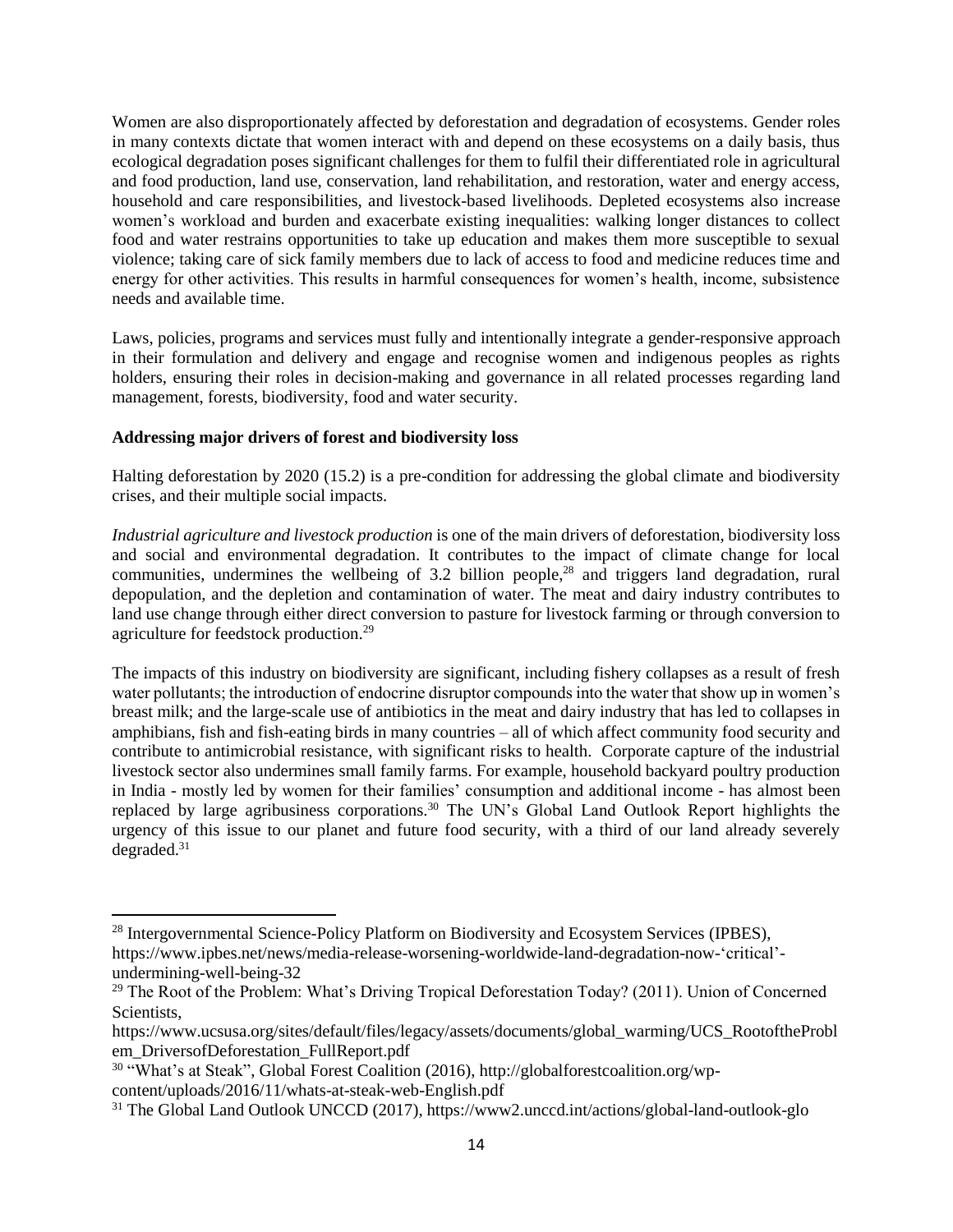Women are also disproportionately affected by deforestation and degradation of ecosystems. Gender roles in many contexts dictate that women interact with and depend on these ecosystems on a daily basis, thus ecological degradation poses significant challenges for them to fulfil their differentiated role in agricultural and food production, land use, conservation, land rehabilitation, and restoration, water and energy access, household and care responsibilities, and livestock-based livelihoods. Depleted ecosystems also increase women's workload and burden and exacerbate existing inequalities: walking longer distances to collect food and water restrains opportunities to take up education and makes them more susceptible to sexual violence; taking care of sick family members due to lack of access to food and medicine reduces time and energy for other activities. This results in harmful consequences for women's health, income, subsistence needs and available time.

Laws, policies, programs and services must fully and intentionally integrate a gender-responsive approach in their formulation and delivery and engage and recognise women and indigenous peoples as rights holders, ensuring their roles in decision-making and governance in all related processes regarding land management, forests, biodiversity, food and water security.

**Addressing major drivers of forest and biodiversity loss**

Halting deforestation by 2020 (15.2) is a pre-condition for addressing the global climate and biodiversity crises, and their multiple social impacts.

*Industrial agriculture and livestock production* is one of the main drivers of deforestation, biodiversity loss and social and environmental degradation. It contributes to the impact of climate change for local communities, undermines the wellbeing of 3.2 billion people,[28] and triggers land degradation, rural depopulation, and the depletion and contamination of water. The meat and dairy industry contributes to land use change through either direct conversion to pasture for livestock farming or through conversion to agriculture for feedstock production.[29]

The impacts of this industry on biodiversity are significant, including fishery collapses as a result of fresh water pollutants; the introduction of endocrine disruptor compounds into the water that show up in women's breast milk; and the large-scale use of antibiotics in the meat and dairy industry that has led to collapses in amphibians, fish and fish-eating birds in many countries – all of which affect community food security and contribute to antimicrobial resistance, with significant risks to health. Corporate capture of the industrial livestock sector also undermines small family farms. For example, household backyard poultry production in India - mostly led by women for their families' consumption and additional income - has almost been replaced by large agribusiness corporations.[30] The UN's Global Land Outlook Report highlights the urgency of this issue to our planet and future food security, with a third of our land already severely degraded.[31]

---

[28] Intergovernmental Science-Policy Platform on Biodiversity and Ecosystem Services (IPBES), https://www.ipbes.net/news/media-release-worsening-worldwide-land-degradation-now-'critical'-undermining-well-being-32

[29] The Root of the Problem: What's Driving Tropical Deforestation Today? (2011). Union of Concerned Scientists, https://www.ucsusa.org/sites/default/files/legacy/assets/documents/global_warming/UCS_RootoftheProblem_DriversofDeforestation_FullReport.pdf

[30] "What's at Steak", Global Forest Coalition (2016), http://globalforestcoalition.org/wp-content/uploads/2016/11/whats-at-steak-web-English.pdf

[31] The Global Land Outlook UNCCD (2017), https://www2.unccd.int/actions/global-land-outlook-glo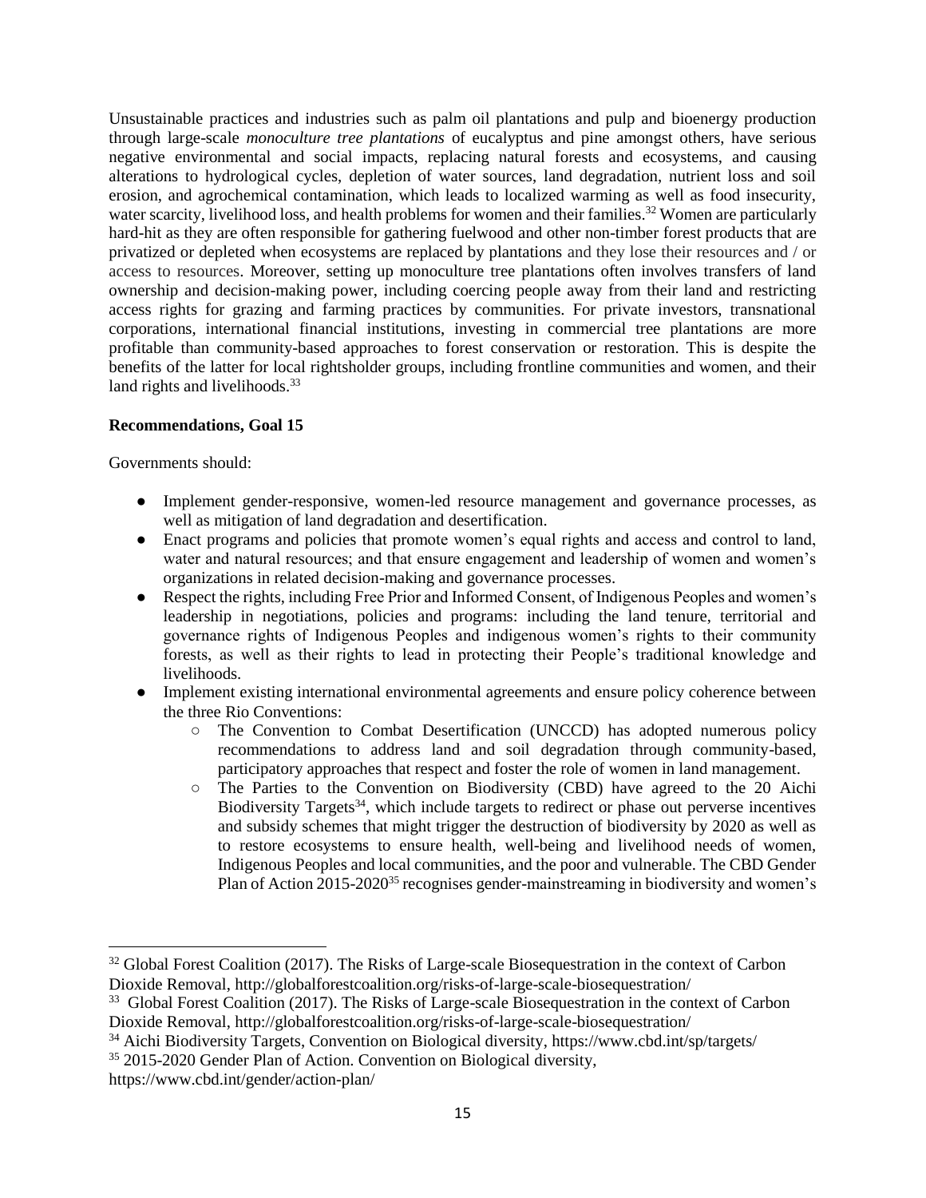Unsustainable practices and industries such as palm oil plantations and pulp and bioenergy production through large-scale *monoculture tree plantations* of eucalyptus and pine amongst others, have serious negative environmental and social impacts, replacing natural forests and ecosystems, and causing alterations to hydrological cycles, depletion of water sources, land degradation, nutrient loss and soil erosion, and agrochemical contamination, which leads to localized warming as well as food insecurity, water scarcity, livelihood loss, and health problems for women and their families.[32] Women are particularly hard-hit as they are often responsible for gathering fuelwood and other non-timber forest products that are privatized or depleted when ecosystems are replaced by plantations and they lose their resources and / or access to resources. Moreover, setting up monoculture tree plantations often involves transfers of land ownership and decision-making power, including coercing people away from their land and restricting access rights for grazing and farming practices by communities. For private investors, transnational corporations, international financial institutions, investing in commercial tree plantations are more profitable than community-based approaches to forest conservation or restoration. This is despite the benefits of the latter for local rightsholder groups, including frontline communities and women, and their land rights and livelihoods.[33]

**Recommendations, Goal 15**

Governments should:

- Implement gender-responsive, women-led resource management and governance processes, as well as mitigation of land degradation and desertification.
- Enact programs and policies that promote women's equal rights and access and control to land, water and natural resources; and that ensure engagement and leadership of women and women's organizations in related decision-making and governance processes.
- Respect the rights, including Free Prior and Informed Consent, of Indigenous Peoples and women's leadership in negotiations, policies and programs: including the land tenure, territorial and governance rights of Indigenous Peoples and indigenous women's rights to their community forests, as well as their rights to lead in protecting their People's traditional knowledge and livelihoods.
- Implement existing international environmental agreements and ensure policy coherence between the three Rio Conventions:
  - The Convention to Combat Desertification (UNCCD) has adopted numerous policy recommendations to address land and soil degradation through community-based, participatory approaches that respect and foster the role of women in land management.
  - The Parties to the Convention on Biodiversity (CBD) have agreed to the 20 Aichi Biodiversity Targets[34], which include targets to redirect or phase out perverse incentives and subsidy schemes that might trigger the destruction of biodiversity by 2020 as well as to restore ecosystems to ensure health, well-being and livelihood needs of women, Indigenous Peoples and local communities, and the poor and vulnerable. The CBD Gender Plan of Action 2015-2020[35] recognises gender-mainstreaming in biodiversity and women's

---

[32] Global Forest Coalition (2017). The Risks of Large-scale Biosequestration in the context of Carbon Dioxide Removal, http://globalforestcoalition.org/risks-of-large-scale-biosequestration/

[33] Global Forest Coalition (2017). The Risks of Large-scale Biosequestration in the context of Carbon Dioxide Removal, http://globalforestcoalition.org/risks-of-large-scale-biosequestration/

[34] Aichi Biodiversity Targets, Convention on Biological diversity, https://www.cbd.int/sp/targets/

[35] 2015-2020 Gender Plan of Action. Convention on Biological diversity, https://www.cbd.int/gender/action-plan/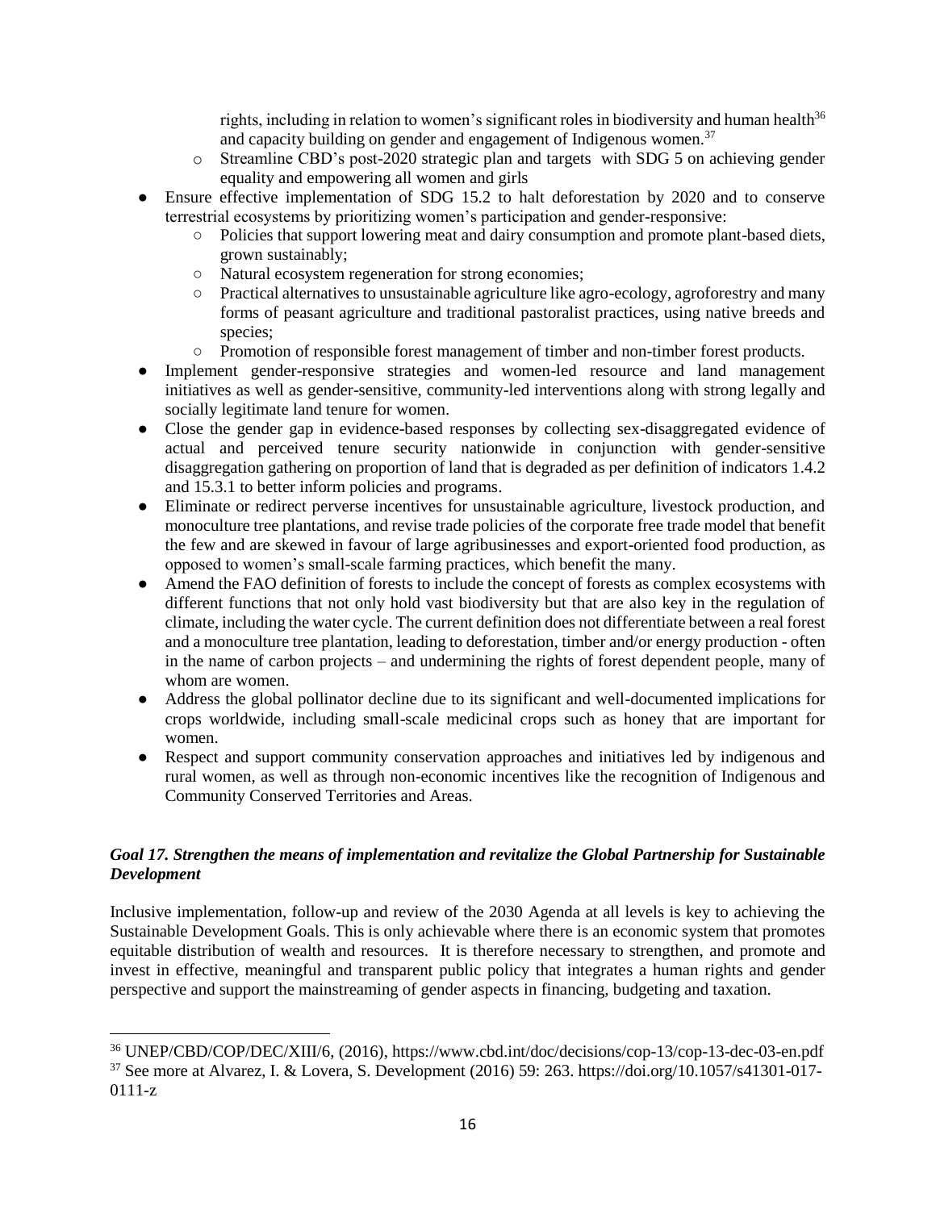rights, including in relation to women's significant roles in biodiversity and human health[36] and capacity building on gender and engagement of Indigenous women.[37]

  - Streamline CBD's post-2020 strategic plan and targets with SDG 5 on achieving gender equality and empowering all women and girls

- Ensure effective implementation of SDG 15.2 to halt deforestation by 2020 and to conserve terrestrial ecosystems by prioritizing women's participation and gender-responsive:
  - Policies that support lowering meat and dairy consumption and promote plant-based diets, grown sustainably;
  - Natural ecosystem regeneration for strong economies;
  - Practical alternatives to unsustainable agriculture like agro-ecology, agroforestry and many forms of peasant agriculture and traditional pastoralist practices, using native breeds and species;
  - Promotion of responsible forest management of timber and non-timber forest products.
- Implement gender-responsive strategies and women-led resource and land management initiatives as well as gender-sensitive, community-led interventions along with strong legally and socially legitimate land tenure for women.
- Close the gender gap in evidence-based responses by collecting sex-disaggregated evidence of actual and perceived tenure security nationwide in conjunction with gender-sensitive disaggregation gathering on proportion of land that is degraded as per definition of indicators 1.4.2 and 15.3.1 to better inform policies and programs.
- Eliminate or redirect perverse incentives for unsustainable agriculture, livestock production, and monoculture tree plantations, and revise trade policies of the corporate free trade model that benefit the few and are skewed in favour of large agribusinesses and export-oriented food production, as opposed to women's small-scale farming practices, which benefit the many.
- Amend the FAO definition of forests to include the concept of forests as complex ecosystems with different functions that not only hold vast biodiversity but that are also key in the regulation of climate, including the water cycle. The current definition does not differentiate between a real forest and a monoculture tree plantation, leading to deforestation, timber and/or energy production - often in the name of carbon projects – and undermining the rights of forest dependent people, many of whom are women.
- Address the global pollinator decline due to its significant and well-documented implications for crops worldwide, including small-scale medicinal crops such as honey that are important for women.
- Respect and support community conservation approaches and initiatives led by indigenous and rural women, as well as through non-economic incentives like the recognition of Indigenous and Community Conserved Territories and Areas.

### *Goal 17. Strengthen the means of implementation and revitalize the Global Partnership for Sustainable Development*

Inclusive implementation, follow-up and review of the 2030 Agenda at all levels is key to achieving the Sustainable Development Goals. This is only achievable where there is an economic system that promotes equitable distribution of wealth and resources. It is therefore necessary to strengthen, and promote and invest in effective, meaningful and transparent public policy that integrates a human rights and gender perspective and support the mainstreaming of gender aspects in financing, budgeting and taxation.

---

[36] UNEP/CBD/COP/DEC/XIII/6, (2016), https://www.cbd.int/doc/decisions/cop-13/cop-13-dec-03-en.pdf

[37] See more at Alvarez, I. & Lovera, S. Development (2016) 59: 263. https://doi.org/10.1057/s41301-017-0111-z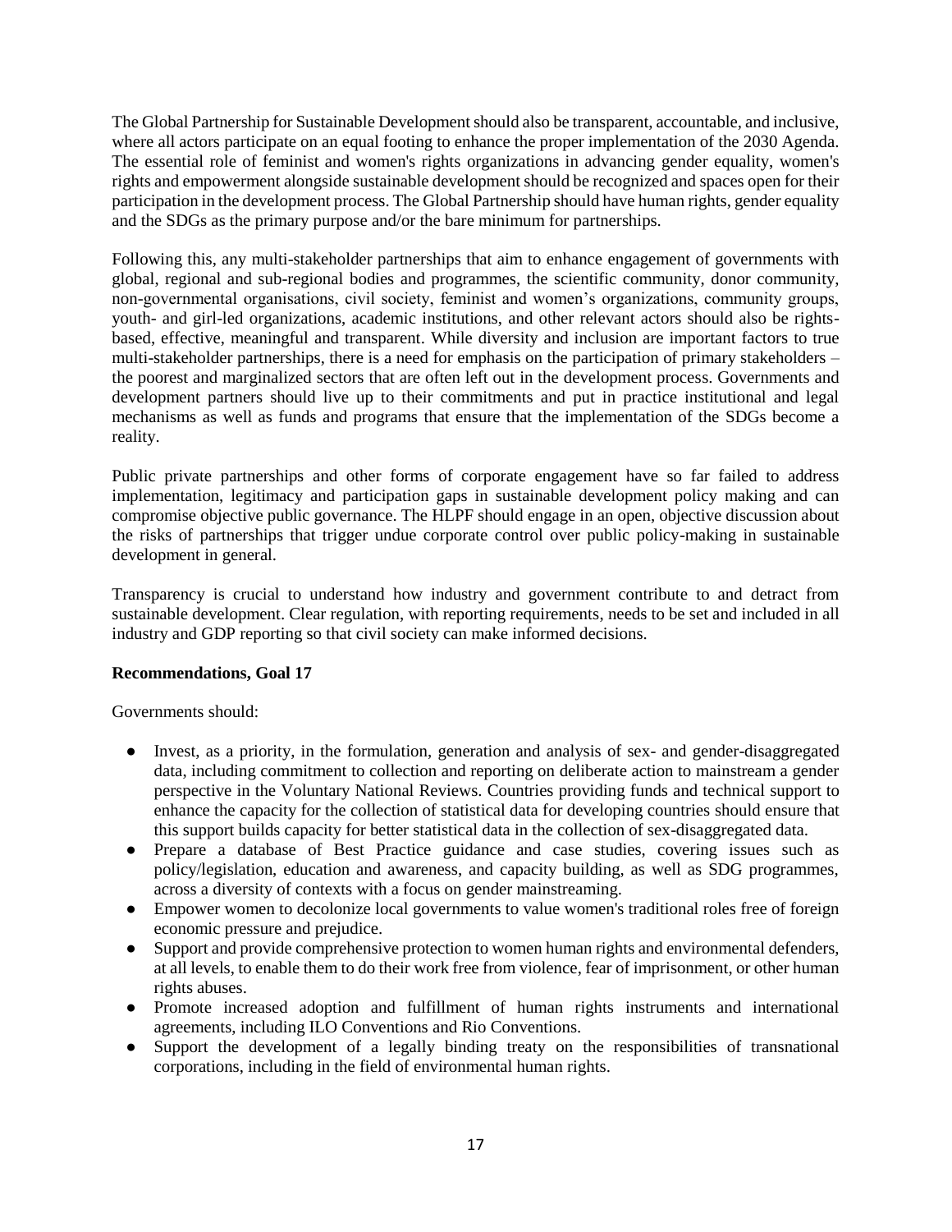The Global Partnership for Sustainable Development should also be transparent, accountable, and inclusive, where all actors participate on an equal footing to enhance the proper implementation of the 2030 Agenda. The essential role of feminist and women's rights organizations in advancing gender equality, women's rights and empowerment alongside sustainable development should be recognized and spaces open for their participation in the development process. The Global Partnership should have human rights, gender equality and the SDGs as the primary purpose and/or the bare minimum for partnerships.

Following this, any multi-stakeholder partnerships that aim to enhance engagement of governments with global, regional and sub-regional bodies and programmes, the scientific community, donor community, non-governmental organisations, civil society, feminist and women's organizations, community groups, youth- and girl-led organizations, academic institutions, and other relevant actors should also be rights-based, effective, meaningful and transparent. While diversity and inclusion are important factors to true multi-stakeholder partnerships, there is a need for emphasis on the participation of primary stakeholders – the poorest and marginalized sectors that are often left out in the development process. Governments and development partners should live up to their commitments and put in practice institutional and legal mechanisms as well as funds and programs that ensure that the implementation of the SDGs become a reality.

Public private partnerships and other forms of corporate engagement have so far failed to address implementation, legitimacy and participation gaps in sustainable development policy making and can compromise objective public governance. The HLPF should engage in an open, objective discussion about the risks of partnerships that trigger undue corporate control over public policy-making in sustainable development in general.

Transparency is crucial to understand how industry and government contribute to and detract from sustainable development. Clear regulation, with reporting requirements, needs to be set and included in all industry and GDP reporting so that civil society can make informed decisions.

**Recommendations, Goal 17**

Governments should:

- Invest, as a priority, in the formulation, generation and analysis of sex- and gender-disaggregated data, including commitment to collection and reporting on deliberate action to mainstream a gender perspective in the Voluntary National Reviews. Countries providing funds and technical support to enhance the capacity for the collection of statistical data for developing countries should ensure that this support builds capacity for better statistical data in the collection of sex-disaggregated data.
- Prepare a database of Best Practice guidance and case studies, covering issues such as policy/legislation, education and awareness, and capacity building, as well as SDG programmes, across a diversity of contexts with a focus on gender mainstreaming.
- Empower women to decolonize local governments to value women's traditional roles free of foreign economic pressure and prejudice.
- Support and provide comprehensive protection to women human rights and environmental defenders, at all levels, to enable them to do their work free from violence, fear of imprisonment, or other human rights abuses.
- Promote increased adoption and fulfillment of human rights instruments and international agreements, including ILO Conventions and Rio Conventions.
- Support the development of a legally binding treaty on the responsibilities of transnational corporations, including in the field of environmental human rights.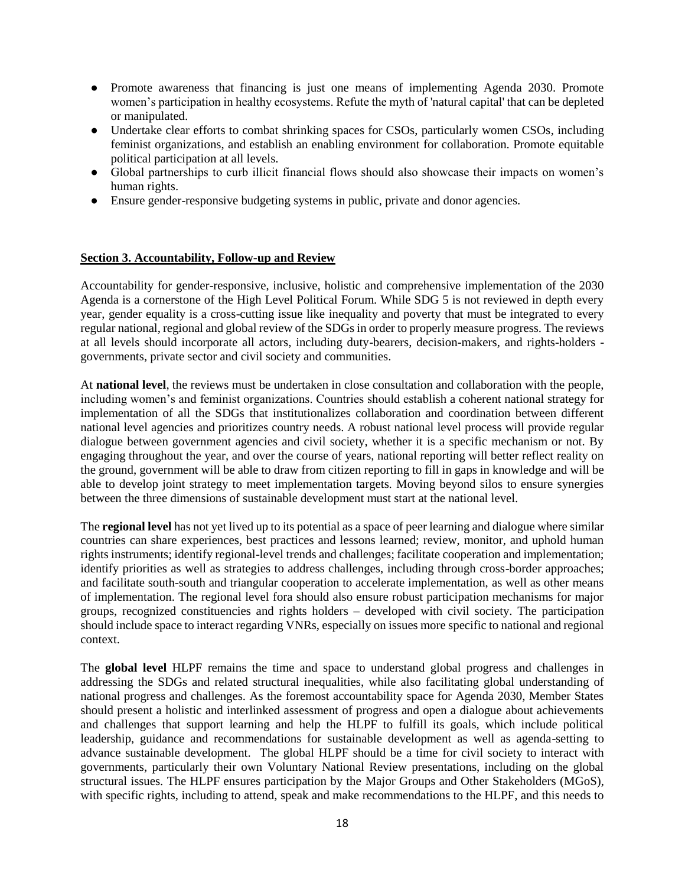- Promote awareness that financing is just one means of implementing Agenda 2030. Promote women's participation in healthy ecosystems. Refute the myth of 'natural capital' that can be depleted or manipulated.
- Undertake clear efforts to combat shrinking spaces for CSOs, particularly women CSOs, including feminist organizations, and establish an enabling environment for collaboration. Promote equitable political participation at all levels.
- Global partnerships to curb illicit financial flows should also showcase their impacts on women's human rights.
- Ensure gender-responsive budgeting systems in public, private and donor agencies.

## Section 3. Accountability, Follow-up and Review

Accountability for gender-responsive, inclusive, holistic and comprehensive implementation of the 2030 Agenda is a cornerstone of the High Level Political Forum. While SDG 5 is not reviewed in depth every year, gender equality is a cross-cutting issue like inequality and poverty that must be integrated to every regular national, regional and global review of the SDGs in order to properly measure progress. The reviews at all levels should incorporate all actors, including duty-bearers, decision-makers, and rights-holders - governments, private sector and civil society and communities.

At **national level**, the reviews must be undertaken in close consultation and collaboration with the people, including women's and feminist organizations. Countries should establish a coherent national strategy for implementation of all the SDGs that institutionalizes collaboration and coordination between different national level agencies and prioritizes country needs. A robust national level process will provide regular dialogue between government agencies and civil society, whether it is a specific mechanism or not. By engaging throughout the year, and over the course of years, national reporting will better reflect reality on the ground, government will be able to draw from citizen reporting to fill in gaps in knowledge and will be able to develop joint strategy to meet implementation targets. Moving beyond silos to ensure synergies between the three dimensions of sustainable development must start at the national level.

The **regional level** has not yet lived up to its potential as a space of peer learning and dialogue where similar countries can share experiences, best practices and lessons learned; review, monitor, and uphold human rights instruments; identify regional-level trends and challenges; facilitate cooperation and implementation; identify priorities as well as strategies to address challenges, including through cross-border approaches; and facilitate south-south and triangular cooperation to accelerate implementation, as well as other means of implementation. The regional level fora should also ensure robust participation mechanisms for major groups, recognized constituencies and rights holders – developed with civil society. The participation should include space to interact regarding VNRs, especially on issues more specific to national and regional context.

The **global level** HLPF remains the time and space to understand global progress and challenges in addressing the SDGs and related structural inequalities, while also facilitating global understanding of national progress and challenges. As the foremost accountability space for Agenda 2030, Member States should present a holistic and interlinked assessment of progress and open a dialogue about achievements and challenges that support learning and help the HLPF to fulfill its goals, which include political leadership, guidance and recommendations for sustainable development as well as agenda-setting to advance sustainable development. The global HLPF should be a time for civil society to interact with governments, particularly their own Voluntary National Review presentations, including on the global structural issues. The HLPF ensures participation by the Major Groups and Other Stakeholders (MGoS), with specific rights, including to attend, speak and make recommendations to the HLPF, and this needs to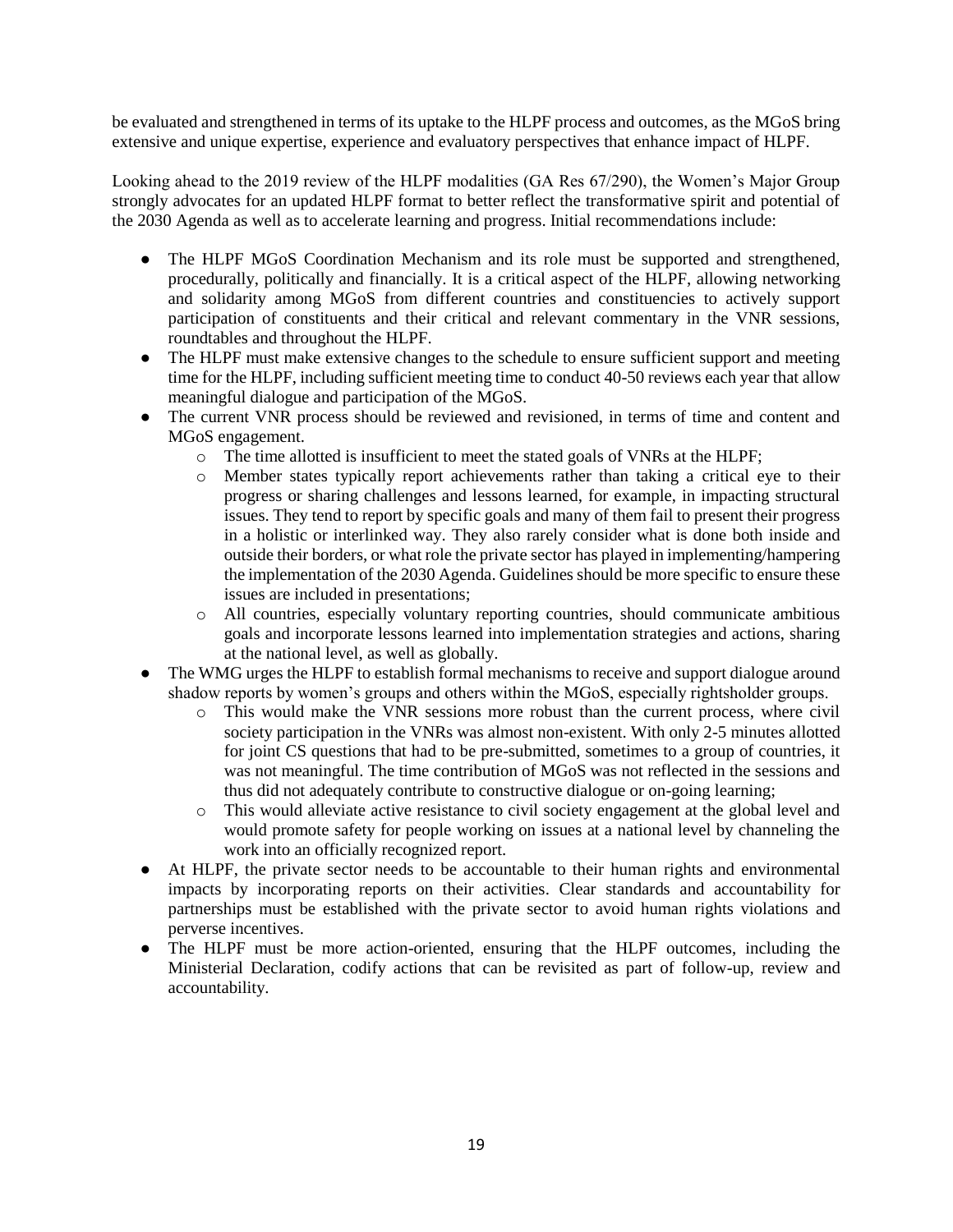be evaluated and strengthened in terms of its uptake to the HLPF process and outcomes, as the MGoS bring extensive and unique expertise, experience and evaluatory perspectives that enhance impact of HLPF.

Looking ahead to the 2019 review of the HLPF modalities (GA Res 67/290), the Women's Major Group strongly advocates for an updated HLPF format to better reflect the transformative spirit and potential of the 2030 Agenda as well as to accelerate learning and progress. Initial recommendations include:

- The HLPF MGoS Coordination Mechanism and its role must be supported and strengthened, procedurally, politically and financially. It is a critical aspect of the HLPF, allowing networking and solidarity among MGoS from different countries and constituencies to actively support participation of constituents and their critical and relevant commentary in the VNR sessions, roundtables and throughout the HLPF.
- The HLPF must make extensive changes to the schedule to ensure sufficient support and meeting time for the HLPF, including sufficient meeting time to conduct 40-50 reviews each year that allow meaningful dialogue and participation of the MGoS.
- The current VNR process should be reviewed and revisioned, in terms of time and content and MGoS engagement.
    - The time allotted is insufficient to meet the stated goals of VNRs at the HLPF;
    - Member states typically report achievements rather than taking a critical eye to their progress or sharing challenges and lessons learned, for example, in impacting structural issues. They tend to report by specific goals and many of them fail to present their progress in a holistic or interlinked way. They also rarely consider what is done both inside and outside their borders, or what role the private sector has played in implementing/hampering the implementation of the 2030 Agenda. Guidelines should be more specific to ensure these issues are included in presentations;
    - All countries, especially voluntary reporting countries, should communicate ambitious goals and incorporate lessons learned into implementation strategies and actions, sharing at the national level, as well as globally.
- The WMG urges the HLPF to establish formal mechanisms to receive and support dialogue around shadow reports by women's groups and others within the MGoS, especially rightsholder groups.
    - This would make the VNR sessions more robust than the current process, where civil society participation in the VNRs was almost non-existent. With only 2-5 minutes allotted for joint CS questions that had to be pre-submitted, sometimes to a group of countries, it was not meaningful. The time contribution of MGoS was not reflected in the sessions and thus did not adequately contribute to constructive dialogue or on-going learning;
    - This would alleviate active resistance to civil society engagement at the global level and would promote safety for people working on issues at a national level by channeling the work into an officially recognized report.
- At HLPF, the private sector needs to be accountable to their human rights and environmental impacts by incorporating reports on their activities. Clear standards and accountability for partnerships must be established with the private sector to avoid human rights violations and perverse incentives.
- The HLPF must be more action-oriented, ensuring that the HLPF outcomes, including the Ministerial Declaration, codify actions that can be revisited as part of follow-up, review and accountability.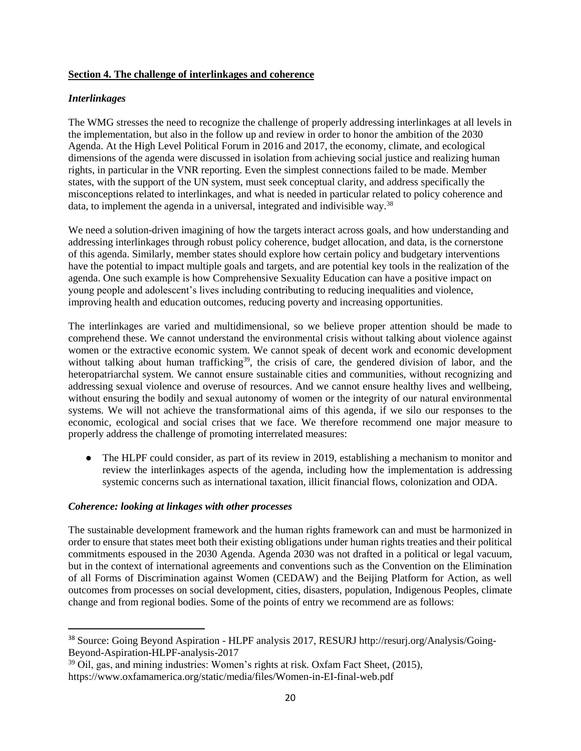## Section 4. The challenge of interlinkages and coherence

### *Interlinkages*

The WMG stresses the need to recognize the challenge of properly addressing interlinkages at all levels in the implementation, but also in the follow up and review in order to honor the ambition of the 2030 Agenda. At the High Level Political Forum in 2016 and 2017, the economy, climate, and ecological dimensions of the agenda were discussed in isolation from achieving social justice and realizing human rights, in particular in the VNR reporting. Even the simplest connections failed to be made. Member states, with the support of the UN system, must seek conceptual clarity, and address specifically the misconceptions related to interlinkages, and what is needed in particular related to policy coherence and data, to implement the agenda in a universal, integrated and indivisible way.[38]

We need a solution-driven imagining of how the targets interact across goals, and how understanding and addressing interlinkages through robust policy coherence, budget allocation, and data, is the cornerstone of this agenda. Similarly, member states should explore how certain policy and budgetary interventions have the potential to impact multiple goals and targets, and are potential key tools in the realization of the agenda. One such example is how Comprehensive Sexuality Education can have a positive impact on young people and adolescent's lives including contributing to reducing inequalities and violence, improving health and education outcomes, reducing poverty and increasing opportunities.

The interlinkages are varied and multidimensional, so we believe proper attention should be made to comprehend these. We cannot understand the environmental crisis without talking about violence against women or the extractive economic system. We cannot speak of decent work and economic development without talking about human trafficking[39], the crisis of care, the gendered division of labor, and the heteropatriarchal system. We cannot ensure sustainable cities and communities, without recognizing and addressing sexual violence and overuse of resources. And we cannot ensure healthy lives and wellbeing, without ensuring the bodily and sexual autonomy of women or the integrity of our natural environmental systems. We will not achieve the transformational aims of this agenda, if we silo our responses to the economic, ecological and social crises that we face. We therefore recommend one major measure to properly address the challenge of promoting interrelated measures:

- The HLPF could consider, as part of its review in 2019, establishing a mechanism to monitor and review the interlinkages aspects of the agenda, including how the implementation is addressing systemic concerns such as international taxation, illicit financial flows, colonization and ODA.

### *Coherence: looking at linkages with other processes*

The sustainable development framework and the human rights framework can and must be harmonized in order to ensure that states meet both their existing obligations under human rights treaties and their political commitments espoused in the 2030 Agenda. Agenda 2030 was not drafted in a political or legal vacuum, but in the context of international agreements and conventions such as the Convention on the Elimination of all Forms of Discrimination against Women (CEDAW) and the Beijing Platform for Action, as well outcomes from processes on social development, cities, disasters, population, Indigenous Peoples, climate change and from regional bodies. Some of the points of entry we recommend are as follows:

---

[38] Source: Going Beyond Aspiration - HLPF analysis 2017, RESURJ http://resurj.org/Analysis/Going-Beyond-Aspiration-HLPF-analysis-2017

[39] Oil, gas, and mining industries: Women's rights at risk. Oxfam Fact Sheet, (2015), https://www.oxfamamerica.org/static/media/files/Women-in-EI-final-web.pdf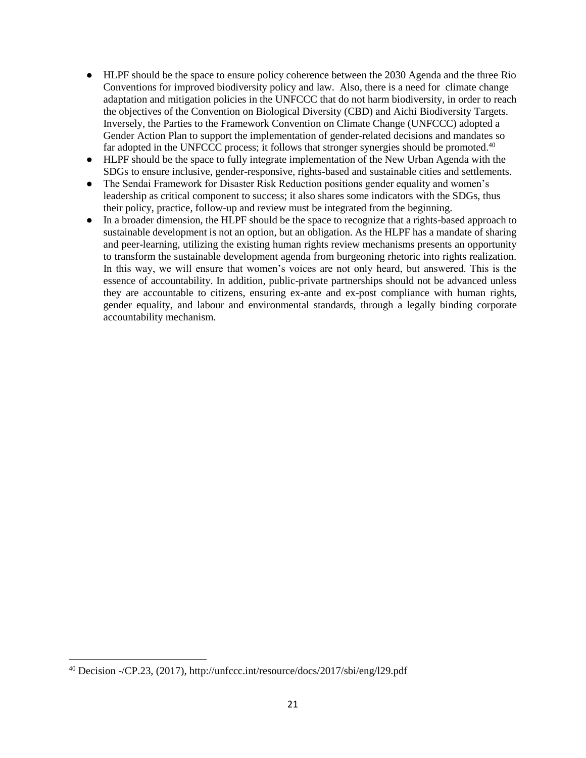- HLPF should be the space to ensure policy coherence between the 2030 Agenda and the three Rio Conventions for improved biodiversity policy and law. Also, there is a need for climate change adaptation and mitigation policies in the UNFCCC that do not harm biodiversity, in order to reach the objectives of the Convention on Biological Diversity (CBD) and Aichi Biodiversity Targets. Inversely, the Parties to the Framework Convention on Climate Change (UNFCCC) adopted a Gender Action Plan to support the implementation of gender-related decisions and mandates so far adopted in the UNFCCC process; it follows that stronger synergies should be promoted.[40]
- HLPF should be the space to fully integrate implementation of the New Urban Agenda with the SDGs to ensure inclusive, gender-responsive, rights-based and sustainable cities and settlements.
- The Sendai Framework for Disaster Risk Reduction positions gender equality and women's leadership as critical component to success; it also shares some indicators with the SDGs, thus their policy, practice, follow-up and review must be integrated from the beginning.
- In a broader dimension, the HLPF should be the space to recognize that a rights-based approach to sustainable development is not an option, but an obligation. As the HLPF has a mandate of sharing and peer-learning, utilizing the existing human rights review mechanisms presents an opportunity to transform the sustainable development agenda from burgeoning rhetoric into rights realization. In this way, we will ensure that women's voices are not only heard, but answered. This is the essence of accountability. In addition, public-private partnerships should not be advanced unless they are accountable to citizens, ensuring ex-ante and ex-post compliance with human rights, gender equality, and labour and environmental standards, through a legally binding corporate accountability mechanism.

---

[40] Decision -/CP.23, (2017), http://unfccc.int/resource/docs/2017/sbi/eng/l29.pdf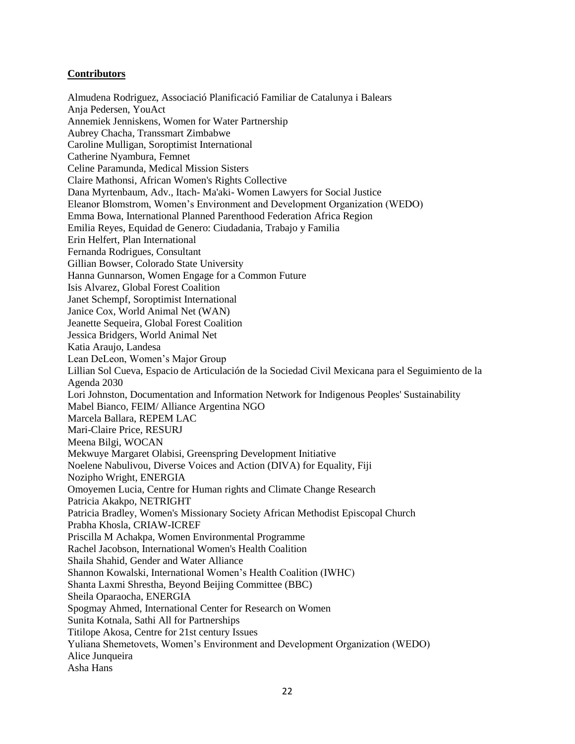**Contributors**

Almudena Rodriguez, Associació Planificació Familiar de Catalunya i Balears
Anja Pedersen, YouAct
Annemiek Jenniskens, Women for Water Partnership
Aubrey Chacha, Transsmart Zimbabwe
Caroline Mulligan, Soroptimist International
Catherine Nyambura, Femnet
Celine Paramunda, Medical Mission Sisters
Claire Mathonsi, African Women's Rights Collective
Dana Myrtenbaum, Adv., Itach- Ma'aki- Women Lawyers for Social Justice
Eleanor Blomstrom, Women's Environment and Development Organization (WEDO)
Emma Bowa, International Planned Parenthood Federation Africa Region
Emilia Reyes, Equidad de Genero: Ciudadania, Trabajo y Familia
Erin Helfert, Plan International
Fernanda Rodrigues, Consultant
Gillian Bowser, Colorado State University
Hanna Gunnarson, Women Engage for a Common Future
Isis Alvarez, Global Forest Coalition
Janet Schempf, Soroptimist International
Janice Cox, World Animal Net (WAN)
Jeanette Sequeira, Global Forest Coalition
Jessica Bridgers, World Animal Net
Katia Araujo, Landesa
Lean DeLeon, Women's Major Group
Lillian Sol Cueva, Espacio de Articulación de la Sociedad Civil Mexicana para el Seguimiento de la Agenda 2030
Lori Johnston, Documentation and Information Network for Indigenous Peoples' Sustainability
Mabel Bianco, FEIM/ Alliance Argentina NGO
Marcela Ballara, REPEM LAC
Mari-Claire Price, RESURJ
Meena Bilgi, WOCAN
Mekwuye Margaret Olabisi, Greenspring Development Initiative
Noelene Nabulivou, Diverse Voices and Action (DIVA) for Equality, Fiji
Nozipho Wright, ENERGIA
Omoyemen Lucia, Centre for Human rights and Climate Change Research
Patricia Akakpo, NETRIGHT
Patricia Bradley, Women's Missionary Society African Methodist Episcopal Church
Prabha Khosla, CRIAW-ICREF
Priscilla M Achakpa, Women Environmental Programme
Rachel Jacobson, International Women's Health Coalition
Shaila Shahid, Gender and Water Alliance
Shannon Kowalski, International Women's Health Coalition (IWHC)
Shanta Laxmi Shrestha, Beyond Beijing Committee (BBC)
Sheila Oparaocha, ENERGIA
Spogmay Ahmed, International Center for Research on Women
Sunita Kotnala, Sathi All for Partnerships
Titilope Akosa, Centre for 21st century Issues
Yuliana Shemetovets, Women's Environment and Development Organization (WEDO)
Alice Junqueira
Asha Hans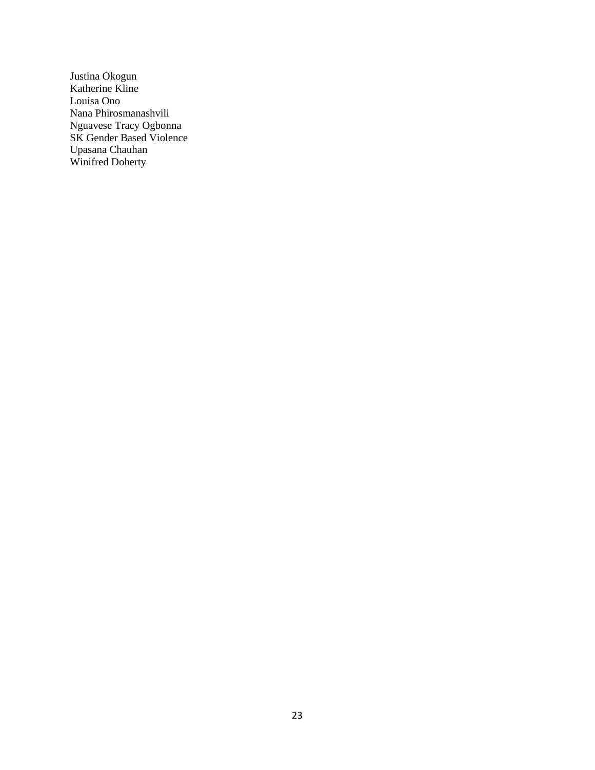Justina Okogun
Katherine Kline
Louisa Ono
Nana Phirosmanashvili
Nguavese Tracy Ogbonna
SK Gender Based Violence
Upasana Chauhan
Winifred Doherty